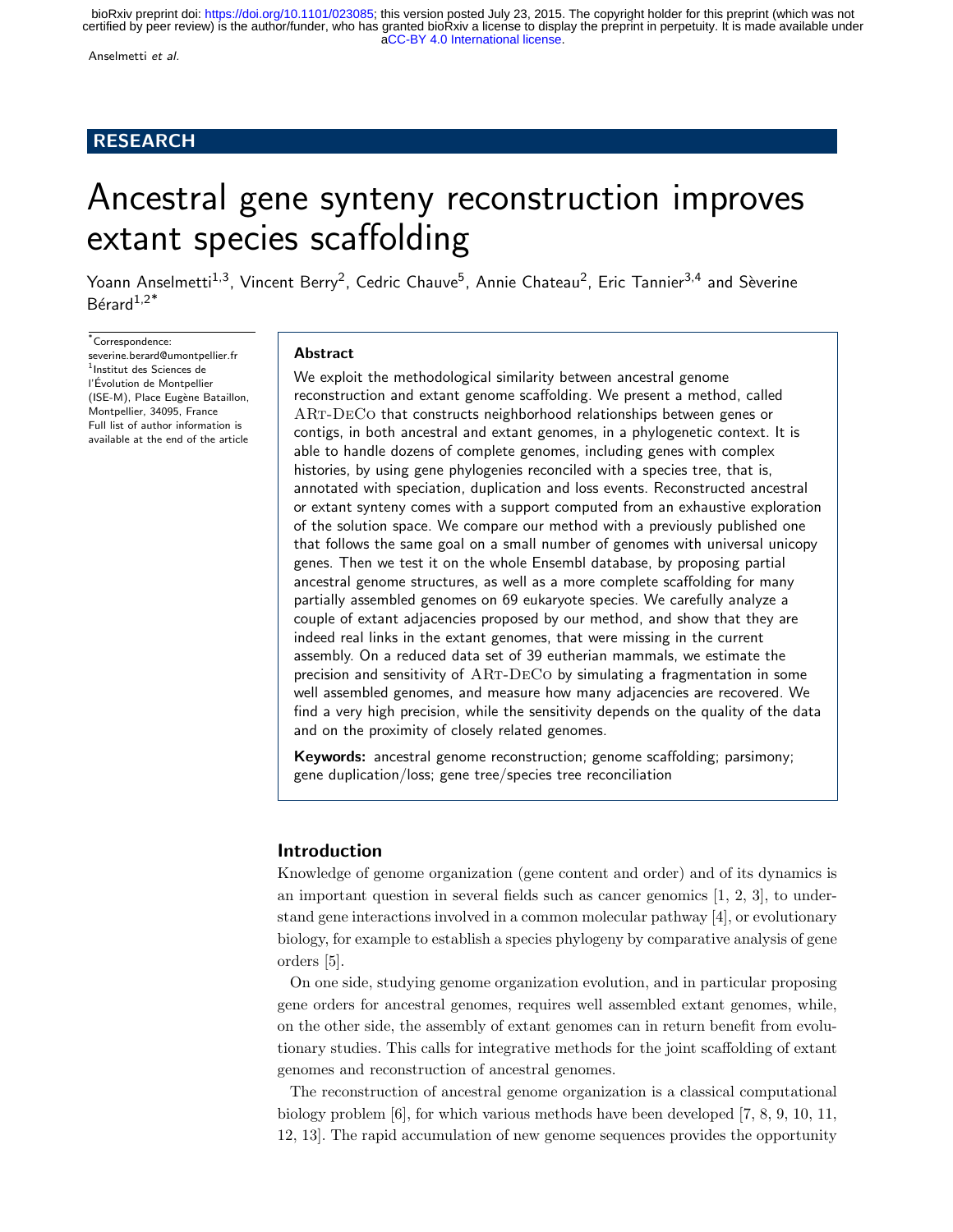RESEARCH

# Ancestral gene synteny reconstruction improves extant species scaffolding

Yoann Anselmetti[1,3], Vincent Berry[2], Cedric Chauve[5], Annie Chateau[2], Eric Tannier[3,4] and Sèverine Bérard[1,2*]

*Correspondence: severine.berard@umontpellier.fr
[1]Institut des Sciences de l'Évolution de Montpellier (ISE-M), Place Eugène Bataillon, Montpellier, 34095, France
Full list of author information is available at the end of the article

## Abstract

We exploit the methodological similarity between ancestral genome reconstruction and extant genome scaffolding. We present a method, called ART-DECO that constructs neighborhood relationships between genes or contigs, in both ancestral and extant genomes, in a phylogenetic context. It is able to handle dozens of complete genomes, including genes with complex histories, by using gene phylogenies reconciled with a species tree, that is, annotated with speciation, duplication and loss events. Reconstructed ancestral or extant synteny comes with a support computed from an exhaustive exploration of the solution space. We compare our method with a previously published one that follows the same goal on a small number of genomes with universal unicopy genes. Then we test it on the whole Ensembl database, by proposing partial ancestral genome structures, as well as a more complete scaffolding for many partially assembled genomes on 69 eukaryote species. We carefully analyze a couple of extant adjacencies proposed by our method, and show that they are indeed real links in the extant genomes, that were missing in the current assembly. On a reduced data set of 39 eutherian mammals, we estimate the precision and sensitivity of ART-DECO by simulating a fragmentation in some well assembled genomes, and measure how many adjacencies are recovered. We find a very high precision, while the sensitivity depends on the quality of the data and on the proximity of closely related genomes.

**Keywords:** ancestral genome reconstruction; genome scaffolding; parsimony; gene duplication/loss; gene tree/species tree reconciliation

## Introduction

Knowledge of genome organization (gene content and order) and of its dynamics is an important question in several fields such as cancer genomics [1, 2, 3], to understand gene interactions involved in a common molecular pathway [4], or evolutionary biology, for example to establish a species phylogeny by comparative analysis of gene orders [5].

On one side, studying genome organization evolution, and in particular proposing gene orders for ancestral genomes, requires well assembled extant genomes, while, on the other side, the assembly of extant genomes can in return benefit from evolutionary studies. This calls for integrative methods for the joint scaffolding of extant genomes and reconstruction of ancestral genomes.

The reconstruction of ancestral genome organization is a classical computational biology problem [6], for which various methods have been developed [7, 8, 9, 10, 11, 12, 13]. The rapid accumulation of new genome sequences provides the opportunity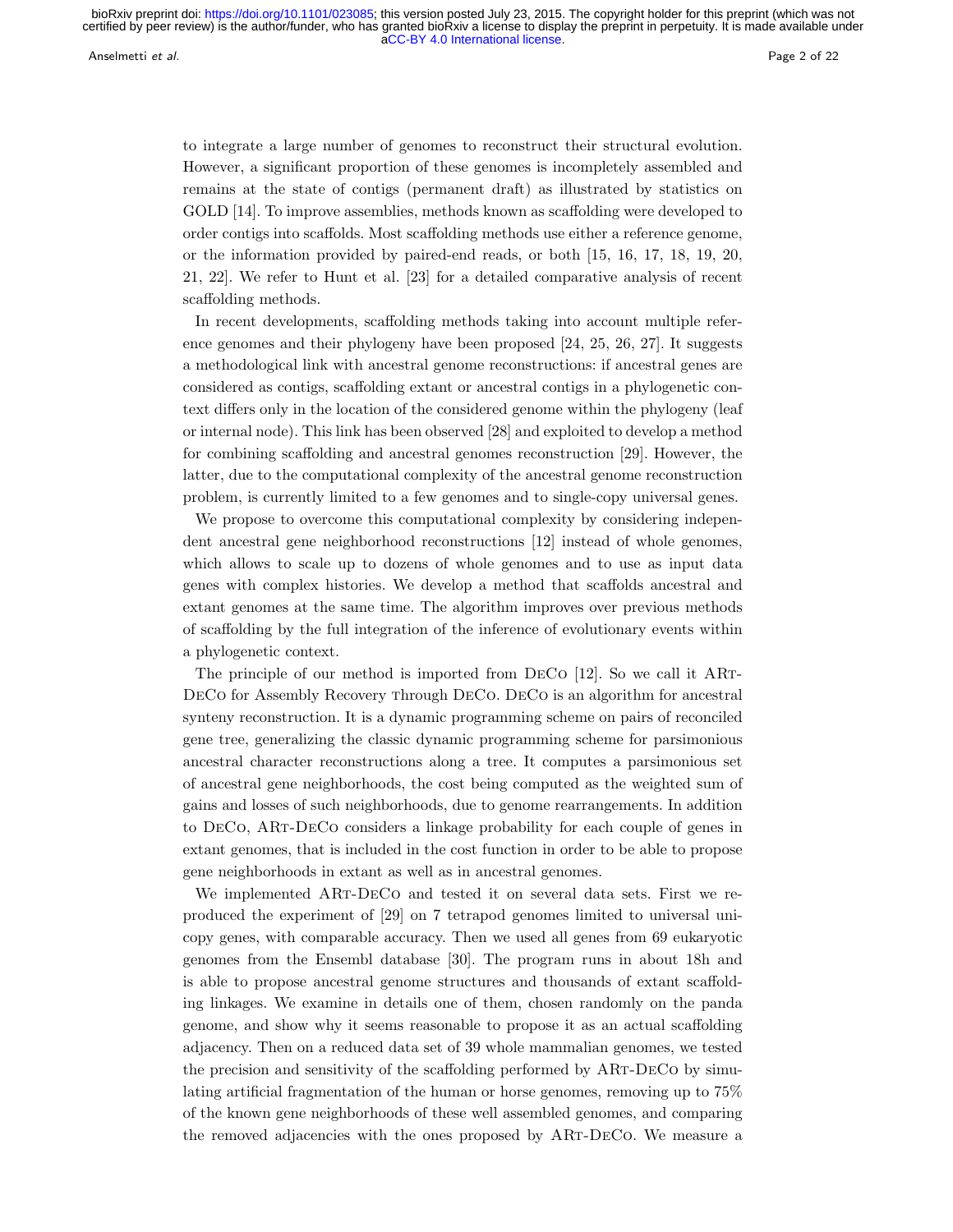to integrate a large number of genomes to reconstruct their structural evolution. However, a significant proportion of these genomes is incompletely assembled and remains at the state of contigs (permanent draft) as illustrated by statistics on GOLD [14]. To improve assemblies, methods known as scaffolding were developed to order contigs into scaffolds. Most scaffolding methods use either a reference genome, or the information provided by paired-end reads, or both [15, 16, 17, 18, 19, 20, 21, 22]. We refer to Hunt et al. [23] for a detailed comparative analysis of recent scaffolding methods.

In recent developments, scaffolding methods taking into account multiple reference genomes and their phylogeny have been proposed [24, 25, 26, 27]. It suggests a methodological link with ancestral genome reconstructions: if ancestral genes are considered as contigs, scaffolding extant or ancestral contigs in a phylogenetic context differs only in the location of the considered genome within the phylogeny (leaf or internal node). This link has been observed [28] and exploited to develop a method for combining scaffolding and ancestral genomes reconstruction [29]. However, the latter, due to the computational complexity of the ancestral genome reconstruction problem, is currently limited to a few genomes and to single-copy universal genes.

We propose to overcome this computational complexity by considering independent ancestral gene neighborhood reconstructions [12] instead of whole genomes, which allows to scale up to dozens of whole genomes and to use as input data genes with complex histories. We develop a method that scaffolds ancestral and extant genomes at the same time. The algorithm improves over previous methods of scaffolding by the full integration of the inference of evolutionary events within a phylogenetic context.

The principle of our method is imported from DeCo [12]. So we call it ART-DeCo for Assembly Recovery Through DeCo. DeCo is an algorithm for ancestral synteny reconstruction. It is a dynamic programming scheme on pairs of reconciled gene tree, generalizing the classic dynamic programming scheme for parsimonious ancestral character reconstructions along a tree. It computes a parsimonious set of ancestral gene neighborhoods, the cost being computed as the weighted sum of gains and losses of such neighborhoods, due to genome rearrangements. In addition to DeCo, ART-DeCo considers a linkage probability for each couple of genes in extant genomes, that is included in the cost function in order to be able to propose gene neighborhoods in extant as well as in ancestral genomes.

We implemented ART-DeCo and tested it on several data sets. First we reproduced the experiment of [29] on 7 tetrapod genomes limited to universal unicopy genes, with comparable accuracy. Then we used all genes from 69 eukaryotic genomes from the Ensembl database [30]. The program runs in about 18h and is able to propose ancestral genome structures and thousands of extant scaffolding linkages. We examine in details one of them, chosen randomly on the panda genome, and show why it seems reasonable to propose it as an actual scaffolding adjacency. Then on a reduced data set of 39 whole mammalian genomes, we tested the precision and sensitivity of the scaffolding performed by ART-DeCo by simulating artificial fragmentation of the human or horse genomes, removing up to 75% of the known gene neighborhoods of these well assembled genomes, and comparing the removed adjacencies with the ones proposed by ART-DeCo. We measure a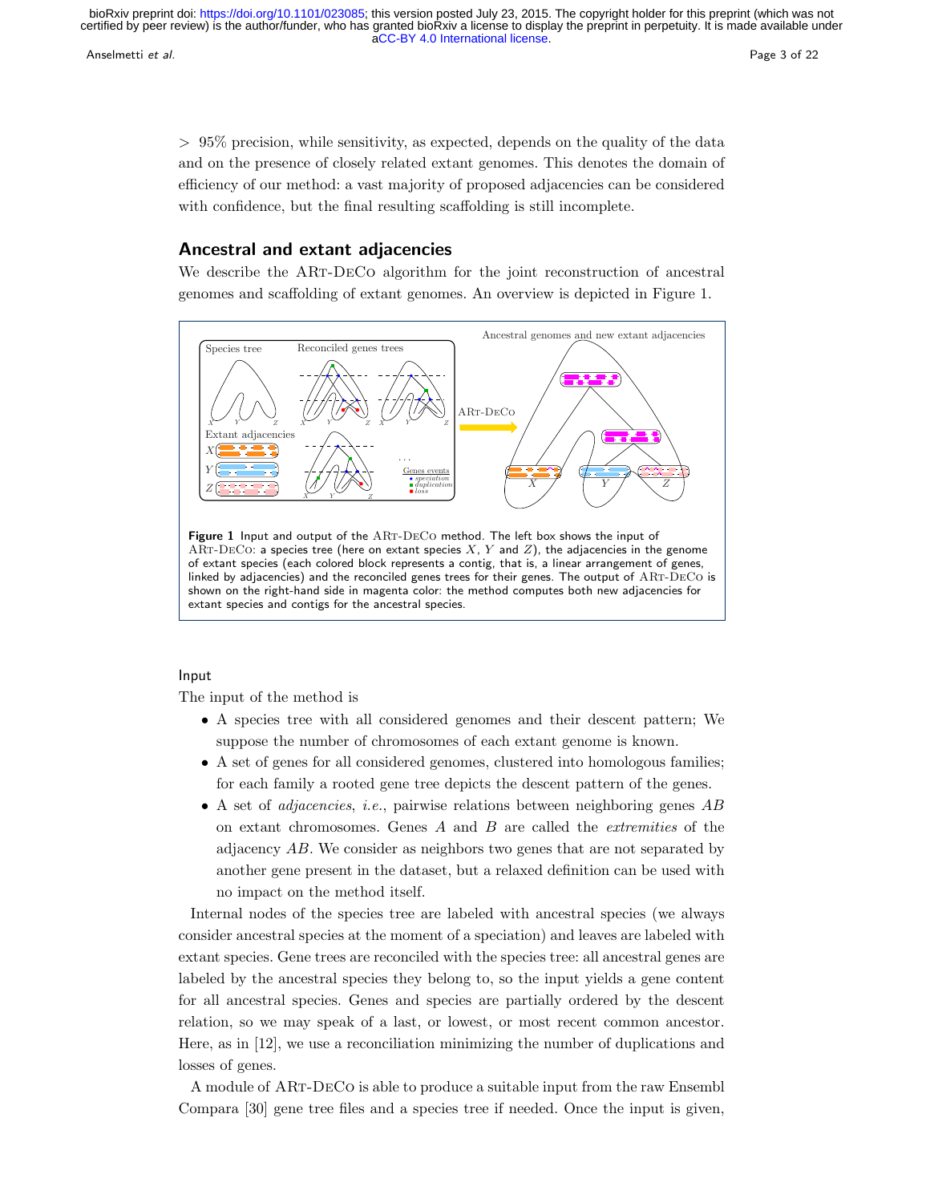> 95% precision, while sensitivity, as expected, depends on the quality of the data and on the presence of closely related extant genomes. This denotes the domain of efficiency of our method: a vast majority of proposed adjacencies can be considered with confidence, but the final resulting scaffolding is still incomplete.

## Ancestral and extant adjacencies

We describe the ART-DECO algorithm for the joint reconstruction of ancestral genomes and scaffolding of extant genomes. An overview is depicted in Figure 1.

Species tree
Reconciled genes trees
Extant adjacencies
X
Y
Z
Genes events
speciation
duplication
loss
ART-DECO
Ancestral genomes and new extant adjacencies

**Figure 1** Input and output of the ART-DECO method. The left box shows the input of ART-DECO: a species tree (here on extant species $X$, $Y$ and $Z$), the adjacencies in the genome of extant species (each colored block represents a contig, that is, a linear arrangement of genes, linked by adjacencies) and the reconciled genes trees for their genes. The output of ART-DECO is shown on the right-hand side in magenta color: the method computes both new adjacencies for extant species and contigs for the ancestral species.

### Input

The input of the method is

- A species tree with all considered genomes and their descent pattern; We suppose the number of chromosomes of each extant genome is known.
- A set of genes for all considered genomes, clustered into homologous families; for each family a rooted gene tree depicts the descent pattern of the genes.
- A set of *adjacencies*, *i.e.*, pairwise relations between neighboring genes $AB$ on extant chromosomes. Genes $A$ and $B$ are called the *extremities* of the adjacency $AB$. We consider as neighbors two genes that are not separated by another gene present in the dataset, but a relaxed definition can be used with no impact on the method itself.

Internal nodes of the species tree are labeled with ancestral species (we always consider ancestral species at the moment of a speciation) and leaves are labeled with extant species. Gene trees are reconciled with the species tree: all ancestral genes are labeled by the ancestral species they belong to, so the input yields a gene content for all ancestral species. Genes and species are partially ordered by the descent relation, so we may speak of a last, or lowest, or most recent common ancestor. Here, as in [12], we use a reconciliation minimizing the number of duplications and losses of genes.

A module of ART-DECO is able to produce a suitable input from the raw Ensembl Compara [30] gene tree files and a species tree if needed. Once the input is given,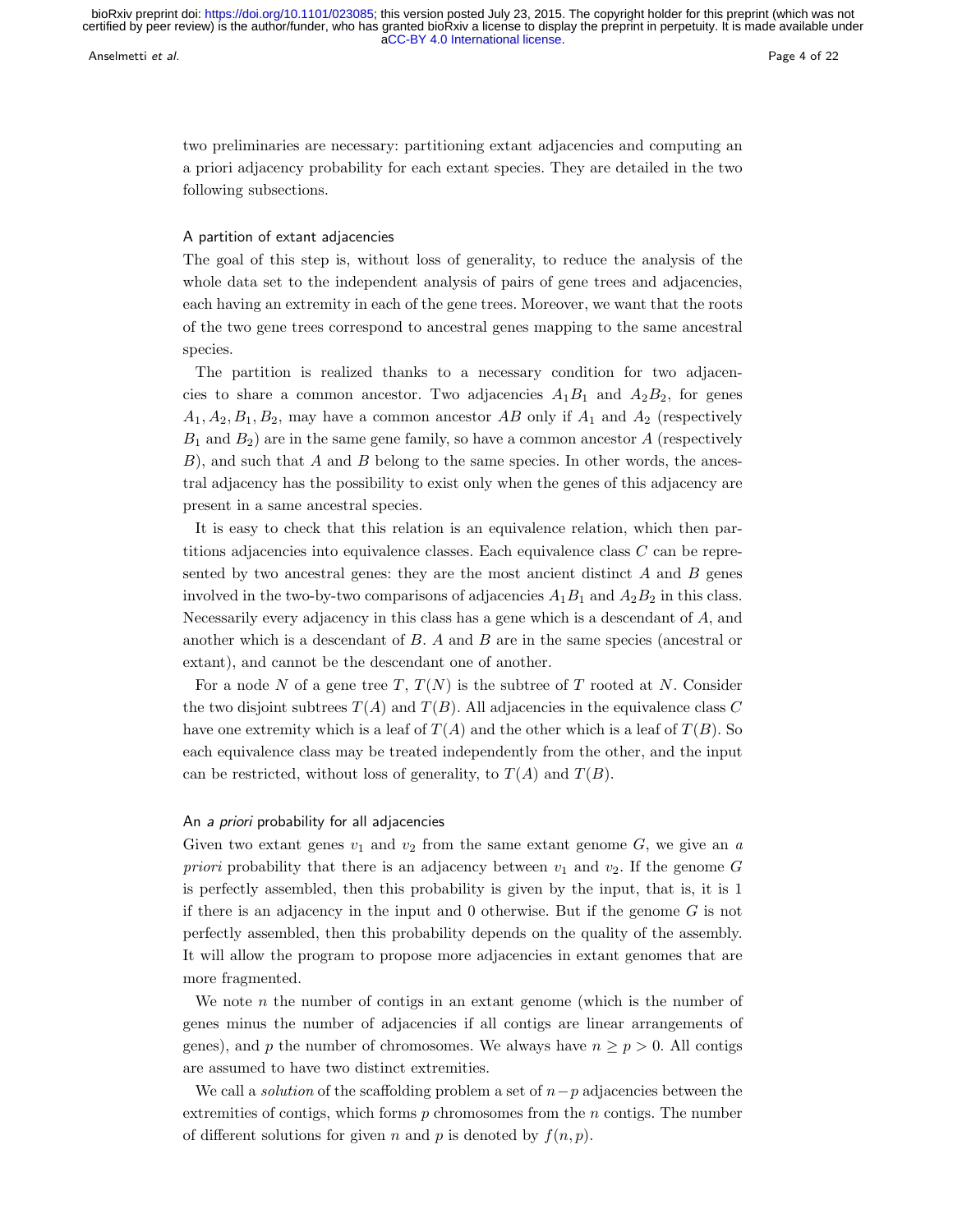two preliminaries are necessary: partitioning extant adjacencies and computing an a priori adjacency probability for each extant species. They are detailed in the two following subsections.

### A partition of extant adjacencies

The goal of this step is, without loss of generality, to reduce the analysis of the whole data set to the independent analysis of pairs of gene trees and adjacencies, each having an extremity in each of the gene trees. Moreover, we want that the roots of the two gene trees correspond to ancestral genes mapping to the same ancestral species.

The partition is realized thanks to a necessary condition for two adjacencies to share a common ancestor. Two adjacencies $A_1B_1$ and $A_2B_2$, for genes $A_1, A_2, B_1, B_2$, may have a common ancestor $AB$ only if $A_1$ and $A_2$ (respectively $B_1$ and $B_2$) are in the same gene family, so have a common ancestor $A$ (respectively $B$), and such that $A$ and $B$ belong to the same species. In other words, the ancestral adjacency has the possibility to exist only when the genes of this adjacency are present in a same ancestral species.

It is easy to check that this relation is an equivalence relation, which then partitions adjacencies into equivalence classes. Each equivalence class $C$ can be represented by two ancestral genes: they are the most ancient distinct $A$ and $B$ genes involved in the two-by-two comparisons of adjacencies $A_1B_1$ and $A_2B_2$ in this class. Necessarily every adjacency in this class has a gene which is a descendant of $A$, and another which is a descendant of $B$. $A$ and $B$ are in the same species (ancestral or extant), and cannot be the descendant one of another.

For a node $N$ of a gene tree $T$, $T(N)$ is the subtree of $T$ rooted at $N$. Consider the two disjoint subtrees $T(A)$ and $T(B)$. All adjacencies in the equivalence class $C$ have one extremity which is a leaf of $T(A)$ and the other which is a leaf of $T(B)$. So each equivalence class may be treated independently from the other, and the input can be restricted, without loss of generality, to $T(A)$ and $T(B)$.

### An *a priori* probability for all adjacencies

Given two extant genes $v_1$ and $v_2$ from the same extant genome $G$, we give an *a priori* probability that there is an adjacency between $v_1$ and $v_2$. If the genome $G$ is perfectly assembled, then this probability is given by the input, that is, it is 1 if there is an adjacency in the input and 0 otherwise. But if the genome $G$ is not perfectly assembled, then this probability depends on the quality of the assembly. It will allow the program to propose more adjacencies in extant genomes that are more fragmented.

We note $n$ the number of contigs in an extant genome (which is the number of genes minus the number of adjacencies if all contigs are linear arrangements of genes), and $p$ the number of chromosomes. We always have $n \geq p > 0$. All contigs are assumed to have two distinct extremities.

We call a *solution* of the scaffolding problem a set of $n-p$ adjacencies between the extremities of contigs, which forms $p$ chromosomes from the $n$ contigs. The number of different solutions for given $n$ and $p$ is denoted by $f(n,p)$.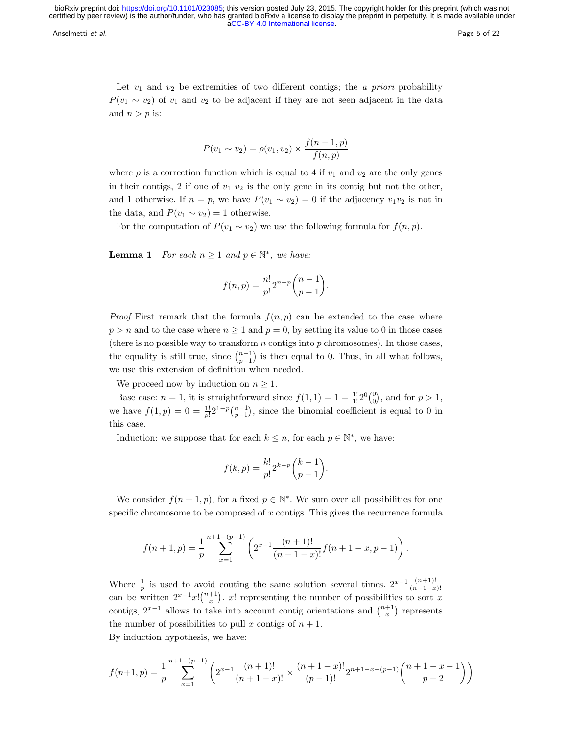Let $v_1$ and $v_2$ be extremities of two different contigs; the *a priori* probability $P(v_1 \sim v_2)$ of $v_1$ and $v_2$ to be adjacent if they are not seen adjacent in the data and $n > p$ is:

$$P(v_1 \sim v_2) = \rho(v_1, v_2) \times \frac{f(n-1,p)}{f(n,p)}$$

where $\rho$ is a correction function which is equal to 4 if $v_1$ and $v_2$ are the only genes in their contigs, 2 if one of $v_1$ $v_2$ is the only gene in its contig but not the other, and 1 otherwise. If $n = p$, we have $P(v_1 \sim v_2) = 0$ if the adjacency $v_1v_2$ is not in the data, and $P(v_1 \sim v_2) = 1$ otherwise.

For the computation of $P(v_1 \sim v_2)$ we use the following formula for $f(n,p)$.

**Lemma 1** *For each $n \geq 1$ and $p \in \mathbb{N}^*$, we have:*

$$f(n,p) = \frac{n!}{p!} 2^{n-p} \binom{n-1}{p-1}.$$

*Proof* First remark that the formula $f(n,p)$ can be extended to the case where $p > n$ and to the case where $n \geq 1$ and $p = 0$, by setting its value to 0 in those cases (there is no possible way to transform $n$ contigs into $p$ chromosomes). In those cases, the equality is still true, since $\binom{n-1}{p-1}$ is then equal to 0. Thus, in all what follows, we use this extension of definition when needed.

We proceed now by induction on $n \geq 1$.

Base case: $n = 1$, it is straightforward since $f(1,1) = 1 = \frac{1!}{1!} 2^0 \binom{0}{0}$, and for $p > 1$, we have $f(1,p) = 0 = \frac{1!}{p!} 2^{1-p} \binom{n-1}{p-1}$, since the binomial coefficient is equal to 0 in this case.

Induction: we suppose that for each $k \leq n$, for each $p \in \mathbb{N}^*$, we have:

$$f(k,p) = \frac{k!}{p!} 2^{k-p} \binom{k-1}{p-1}.$$

We consider $f(n+1,p)$, for a fixed $p \in \mathbb{N}^*$. We sum over all possibilities for one specific chromosome to be composed of $x$ contigs. This gives the recurrence formula

$$f(n+1,p) = \frac{1}{p} \sum_{x=1}^{n+1-(p-1)} \left( 2^{x-1} \frac{(n+1)!}{(n+1-x)!} f(n+1-x, p-1) \right).$$

Where $\frac{1}{p}$ is used to avoid couting the same solution several times. $2^{x-1} \frac{(n+1)!}{(n+1-x)!}$ can be written $2^{x-1} x! \binom{n+1}{x}$. $x!$ representing the number of possibilities to sort $x$ contigs, $2^{x-1}$ allows to take into account contig orientations and $\binom{n+1}{x}$ represents the number of possibilities to pull $x$ contigs of $n+1$.

By induction hypothesis, we have:

$$f(n+1,p) = \frac{1}{p} \sum_{x=1}^{n+1-(p-1)} \left( 2^{x-1} \frac{(n+1)!}{(n+1-x)!} \times \frac{(n+1-x)!}{(p-1)!} 2^{n+1-x-(p-1)} \binom{n+1-x-1}{p-2} \right)$$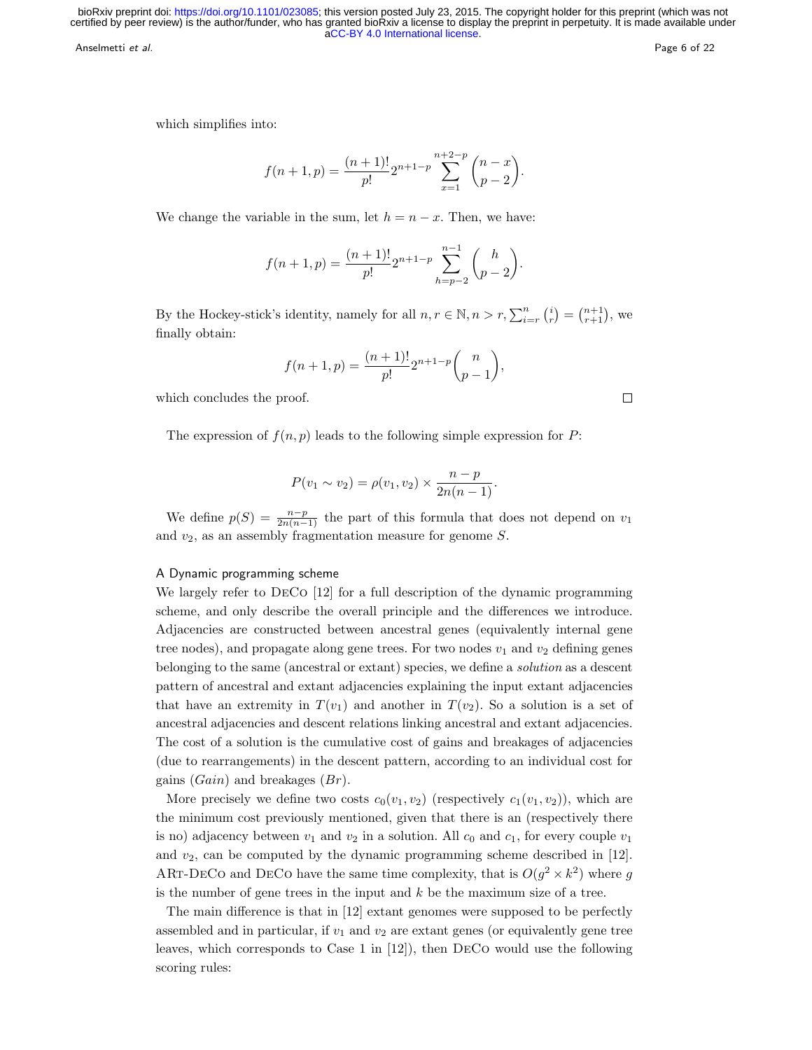which simplifies into:

$$f(n+1,p) = \frac{(n+1)!}{p!} 2^{n+1-p} \sum_{x=1}^{n+2-p} \binom{n-x}{p-2}.$$

We change the variable in the sum, let $h = n - x$. Then, we have:

$$f(n+1,p) = \frac{(n+1)!}{p!} 2^{n+1-p} \sum_{h=p-2}^{n-1} \binom{h}{p-2}.$$

By the Hockey-stick's identity, namely for all $n, r \in \mathbb{N}, n > r, \sum_{i=r}^{n} \binom{i}{r} = \binom{n+1}{r+1}$, we finally obtain:

$$f(n+1,p) = \frac{(n+1)!}{p!} 2^{n+1-p} \binom{n}{p-1},$$

which concludes the proof. □

The expression of $f(n,p)$ leads to the following simple expression for $P$:

$$P(v_1 \sim v_2) = \rho(v_1, v_2) \times \frac{n-p}{2n(n-1)}.$$

We define $p(S) = \frac{n-p}{2n(n-1)}$ the part of this formula that does not depend on $v_1$ and $v_2$, as an assembly fragmentation measure for genome $S$.

### A Dynamic programming scheme

We largely refer to DeCo [12] for a full description of the dynamic programming scheme, and only describe the overall principle and the differences we introduce. Adjacencies are constructed between ancestral genes (equivalently internal gene tree nodes), and propagate along gene trees. For two nodes $v_1$ and $v_2$ defining genes belonging to the same (ancestral or extant) species, we define a *solution* as a descent pattern of ancestral and extant adjacencies explaining the input extant adjacencies that have an extremity in $T(v_1)$ and another in $T(v_2)$. So a solution is a set of ancestral adjacencies and descent relations linking ancestral and extant adjacencies. The cost of a solution is the cumulative cost of gains and breakages of adjacencies (due to rearrangements) in the descent pattern, according to an individual cost for gains ($Gain$) and breakages ($Br$).

More precisely we define two costs $c_0(v_1, v_2)$ (respectively $c_1(v_1, v_2)$), which are the minimum cost previously mentioned, given that there is an (respectively there is no) adjacency between $v_1$ and $v_2$ in a solution. All $c_0$ and $c_1$, for every couple $v_1$ and $v_2$, can be computed by the dynamic programming scheme described in [12]. ARt-DeCo and DeCo have the same time complexity, that is $O(g^2 \times k^2)$ where $g$ is the number of gene trees in the input and $k$ be the maximum size of a tree.

The main difference is that in [12] extant genomes were supposed to be perfectly assembled and in particular, if $v_1$ and $v_2$ are extant genes (or equivalently gene tree leaves, which corresponds to Case 1 in [12]), then DeCo would use the following scoring rules: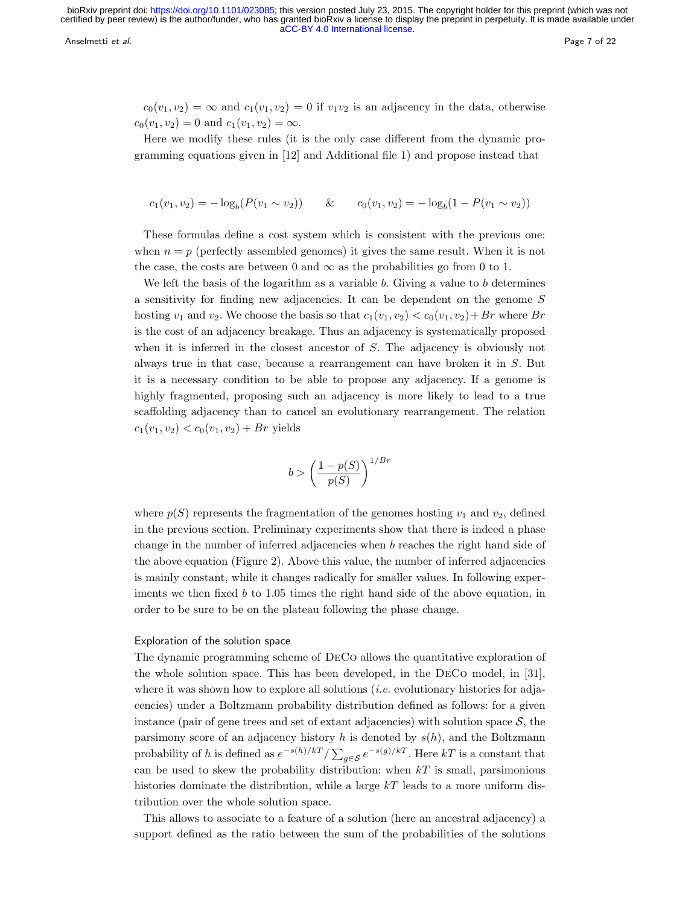$c_0(v_1, v_2) = \infty$ and $c_1(v_1, v_2) = 0$ if $v_1v_2$ is an adjacency in the data, otherwise $c_0(v_1, v_2) = 0$ and $c_1(v_1, v_2) = \infty$.

Here we modify these rules (it is the only case different from the dynamic programming equations given in [12] and Additional file 1) and propose instead that

$$c_1(v_1, v_2) = -\log_b(P(v_1 \sim v_2)) \qquad \& \qquad c_0(v_1, v_2) = -\log_b(1 - P(v_1 \sim v_2))$$

These formulas define a cost system which is consistent with the previous one: when $n = p$ (perfectly assembled genomes) it gives the same result. When it is not the case, the costs are between 0 and $\infty$ as the probabilities go from 0 to 1.

We left the basis of the logarithm as a variable $b$. Giving a value to $b$ determines a sensitivity for finding new adjacencies. It can be dependent on the genome $S$ hosting $v_1$ and $v_2$. We choose the basis so that $c_1(v_1, v_2) < c_0(v_1, v_2) + Br$ where $Br$ is the cost of an adjacency breakage. Thus an adjacency is systematically proposed when it is inferred in the closest ancestor of $S$. The adjacency is obviously not always true in that case, because a rearrangement can have broken it in $S$. But it is a necessary condition to be able to propose any adjacency. If a genome is highly fragmented, proposing such an adjacency is more likely to lead to a true scaffolding adjacency than to cancel an evolutionary rearrangement. The relation $c_1(v_1, v_2) < c_0(v_1, v_2) + Br$ yields

$$b > \left(\frac{1 - p(S)}{p(S)}\right)^{1/Br}$$

where $p(S)$ represents the fragmentation of the genomes hosting $v_1$ and $v_2$, defined in the previous section. Preliminary experiments show that there is indeed a phase change in the number of inferred adjacencies when $b$ reaches the right hand side of the above equation (Figure 2). Above this value, the number of inferred adjacencies is mainly constant, while it changes radically for smaller values. In following experiments we then fixed $b$ to 1.05 times the right hand side of the above equation, in order to be sure to be on the plateau following the phase change.

### Exploration of the solution space

The dynamic programming scheme of DeCo allows the quantitative exploration of the whole solution space. This has been developed, in the DeCo model, in [31], where it was shown how to explore all solutions (*i.e.* evolutionary histories for adjacencies) under a Boltzmann probability distribution defined as follows: for a given instance (pair of gene trees and set of extant adjacencies) with solution space $\mathcal{S}$, the parsimony score of an adjacency history $h$ is denoted by $s(h)$, and the Boltzmann probability of $h$ is defined as $e^{-s(h)/kT} / \sum_{g \in \mathcal{S}} e^{-s(g)/kT}$. Here $kT$ is a constant that can be used to skew the probability distribution: when $kT$ is small, parsimonious histories dominate the distribution, while a large $kT$ leads to a more uniform distribution over the whole solution space.

This allows to associate to a feature of a solution (here an ancestral adjacency) a support defined as the ratio between the sum of the probabilities of the solutions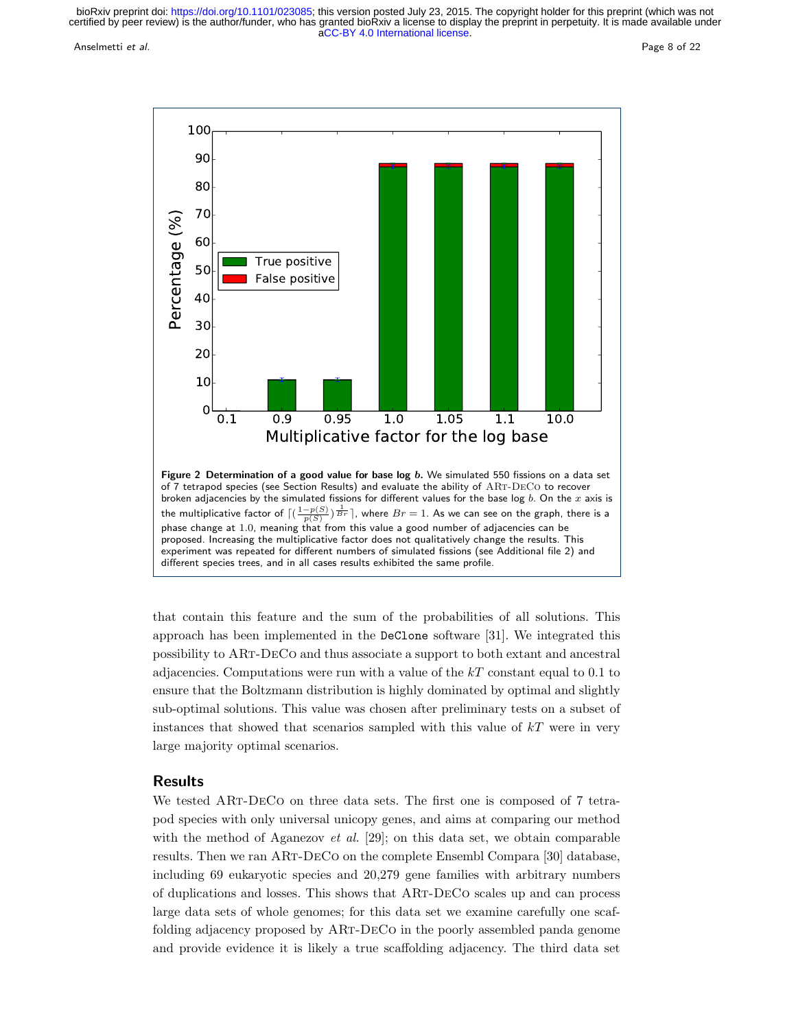**Figure 2 Determination of a good value for base log *b*.** We simulated 550 fissions on a data set of 7 tetrapod species (see Section Results) and evaluate the ability of ARt-DeCo to recover broken adjacencies by the simulated fissions for different values for the base log $b$. On the $x$ axis is the multiplicative factor of $\lceil (\frac{1-p(S)}{p(S)})^{\frac{1}{Br}} \rceil$, where $Br = 1$. As we can see on the graph, there is a phase change at 1.0, meaning that from this value a good number of adjacencies can be proposed. Increasing the multiplicative factor does not qualitatively change the results. This experiment was repeated for different numbers of simulated fissions (see Additional file 2) and different species trees, and in all cases results exhibited the same profile.

that contain this feature and the sum of the probabilities of all solutions. This approach has been implemented in the `DeClone` software [31]. We integrated this possibility to ARt-DeCo and thus associate a support to both extant and ancestral adjacencies. Computations were run with a value of the $kT$ constant equal to 0.1 to ensure that the Boltzmann distribution is highly dominated by optimal and slightly sub-optimal solutions. This value was chosen after preliminary tests on a subset of instances that showed that scenarios sampled with this value of $kT$ were in very large majority optimal scenarios.

## Results

We tested ARt-DeCo on three data sets. The first one is composed of 7 tetrapod species with only universal unicopy genes, and aims at comparing our method with the method of Aganezov *et al.* [29]; on this data set, we obtain comparable results. Then we ran ARt-DeCo on the complete Ensembl Compara [30] database, including 69 eukaryotic species and 20,279 gene families with arbitrary numbers of duplications and losses. This shows that ARt-DeCo scales up and can process large data sets of whole genomes; for this data set we examine carefully one scaffolding adjacency proposed by ARt-DeCo in the poorly assembled panda genome and provide evidence it is likely a true scaffolding adjacency. The third data set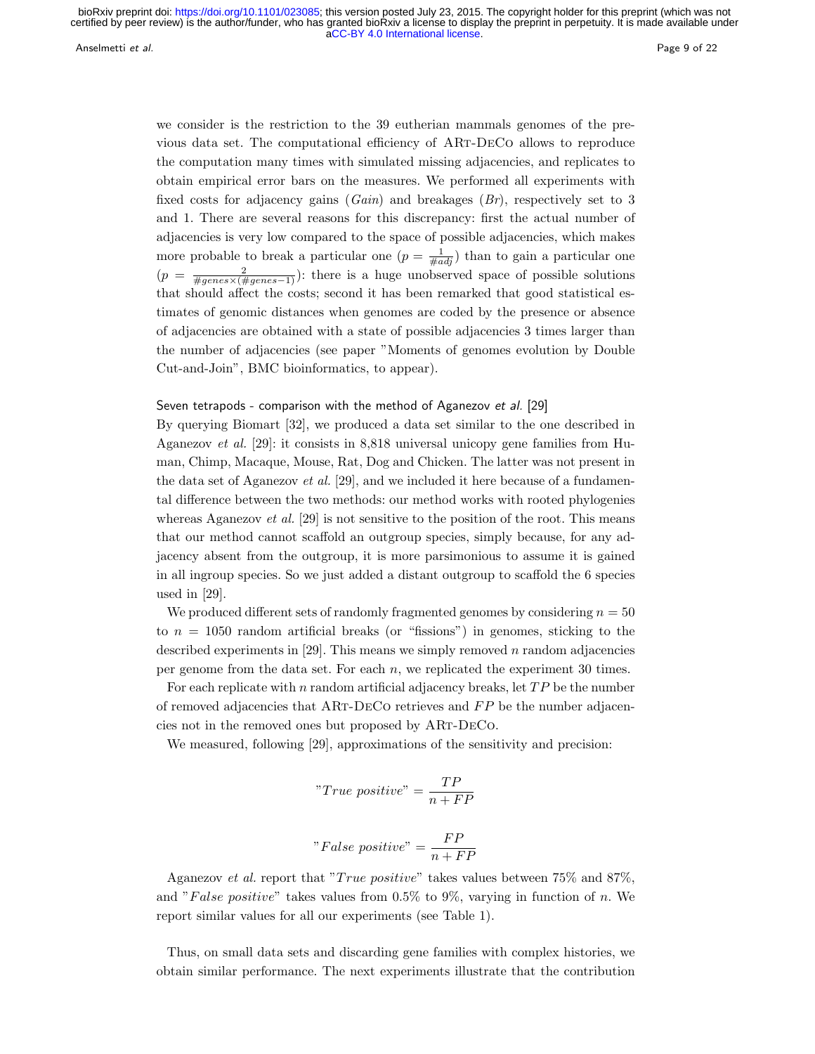we consider is the restriction to the 39 eutherian mammals genomes of the previous data set. The computational efficiency of ART-DECO allows to reproduce the computation many times with simulated missing adjacencies, and replicates to obtain empirical error bars on the measures. We performed all experiments with fixed costs for adjacency gains ($Gain$) and breakages ($Br$), respectively set to 3 and 1. There are several reasons for this discrepancy: first the actual number of adjacencies is very low compared to the space of possible adjacencies, which makes more probable to break a particular one ($p = \frac{1}{\#adj}$) than to gain a particular one ($p = \frac{2}{\#genes \times (\#genes-1)}$): there is a huge unobserved space of possible solutions that should affect the costs; second it has been remarked that good statistical estimates of genomic distances when genomes are coded by the presence or absence of adjacencies are obtained with a state of possible adjacencies 3 times larger than the number of adjacencies (see paper "Moments of genomes evolution by Double Cut-and-Join", BMC bioinformatics, to appear).

### Seven tetrapods - comparison with the method of Aganezov *et al.* [29]

By querying Biomart [32], we produced a data set similar to the one described in Aganezov *et al.* [29]: it consists in 8,818 universal unicopy gene families from Human, Chimp, Macaque, Mouse, Rat, Dog and Chicken. The latter was not present in the data set of Aganezov *et al.* [29], and we included it here because of a fundamental difference between the two methods: our method works with rooted phylogenies whereas Aganezov *et al.* [29] is not sensitive to the position of the root. This means that our method cannot scaffold an outgroup species, simply because, for any adjacency absent from the outgroup, it is more parsimonious to assume it is gained in all ingroup species. So we just added a distant outgroup to scaffold the 6 species used in [29].

We produced different sets of randomly fragmented genomes by considering $n = 50$ to $n = 1050$ random artificial breaks (or "fissions") in genomes, sticking to the described experiments in [29]. This means we simply removed $n$ random adjacencies per genome from the data set. For each $n$, we replicated the experiment 30 times.

For each replicate with $n$ random artificial adjacency breaks, let $TP$ be the number of removed adjacencies that ART-DECO retrieves and $FP$ be the number adjacencies not in the removed ones but proposed by ART-DECO.

We measured, following [29], approximations of the sensitivity and precision:

$$\text{"}True\ positive\text{"} = \frac{TP}{n + FP}$$

$$\text{"}False\ positive\text{"} = \frac{FP}{n + FP}$$

Aganezov *et al.* report that "$True\ positive$" takes values between 75% and 87%, and "$False\ positive$" takes values from 0.5% to 9%, varying in function of $n$. We report similar values for all our experiments (see Table 1).

Thus, on small data sets and discarding gene families with complex histories, we obtain similar performance. The next experiments illustrate that the contribution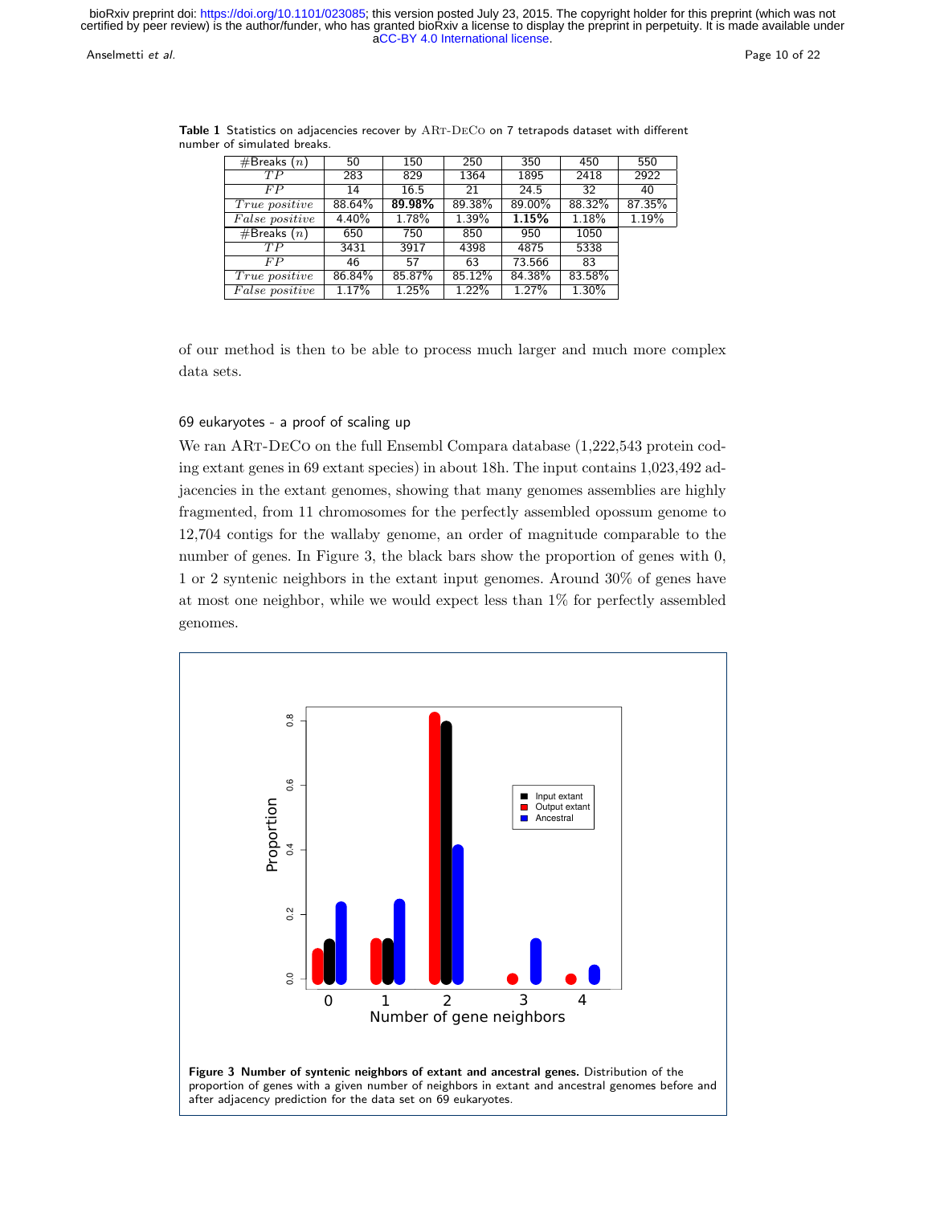**Table 1** Statistics on adjacencies recover by ART-DECO on 7 tetrapods dataset with different number of simulated breaks.

| #Breaks ($n$) | 50 | 150 | 250 | 350 | 450 | 550 |
|---|---|---|---|---|---|---|
| $TP$ | 283 | 829 | 1364 | 1895 | 2418 | 2922 |
| $FP$ | 14 | 16.5 | 21 | 24.5 | 32 | 40 |
| $True\ positive$ | 88.64% | **89.98%** | 89.38% | 89.00% | 88.32% | 87.35% |
| $False\ positive$ | 4.40% | 1.78% | 1.39% | **1.15%** | 1.18% | 1.19% |
| #Breaks ($n$) | 650 | 750 | 850 | 950 | 1050 | |
| $TP$ | 3431 | 3917 | 4398 | 4875 | 5338 | |
| $FP$ | 46 | 57 | 63 | 73.566 | 83 | |
| $True\ positive$ | 86.84% | 85.87% | 85.12% | 84.38% | 83.58% | |
| $False\ positive$ | 1.17% | 1.25% | 1.22% | 1.27% | 1.30% | |

of our method is then to be able to process much larger and much more complex data sets.

### 69 eukaryotes - a proof of scaling up

We ran ART-DECO on the full Ensembl Compara database (1,222,543 protein coding extant genes in 69 extant species) in about 18h. The input contains 1,023,492 adjacencies in the extant genomes, showing that many genomes assemblies are highly fragmented, from 11 chromosomes for the perfectly assembled opossum genome to 12,704 contigs for the wallaby genome, an order of magnitude comparable to the number of genes. In Figure 3, the black bars show the proportion of genes with 0, 1 or 2 syntenic neighbors in the extant input genomes. Around 30% of genes have at most one neighbor, while we would expect less than 1% for perfectly assembled genomes.

**Figure 3 Number of syntenic neighbors of extant and ancestral genes.** Distribution of the proportion of genes with a given number of neighbors in extant and ancestral genomes before and after adjacency prediction for the data set on 69 eukaryotes.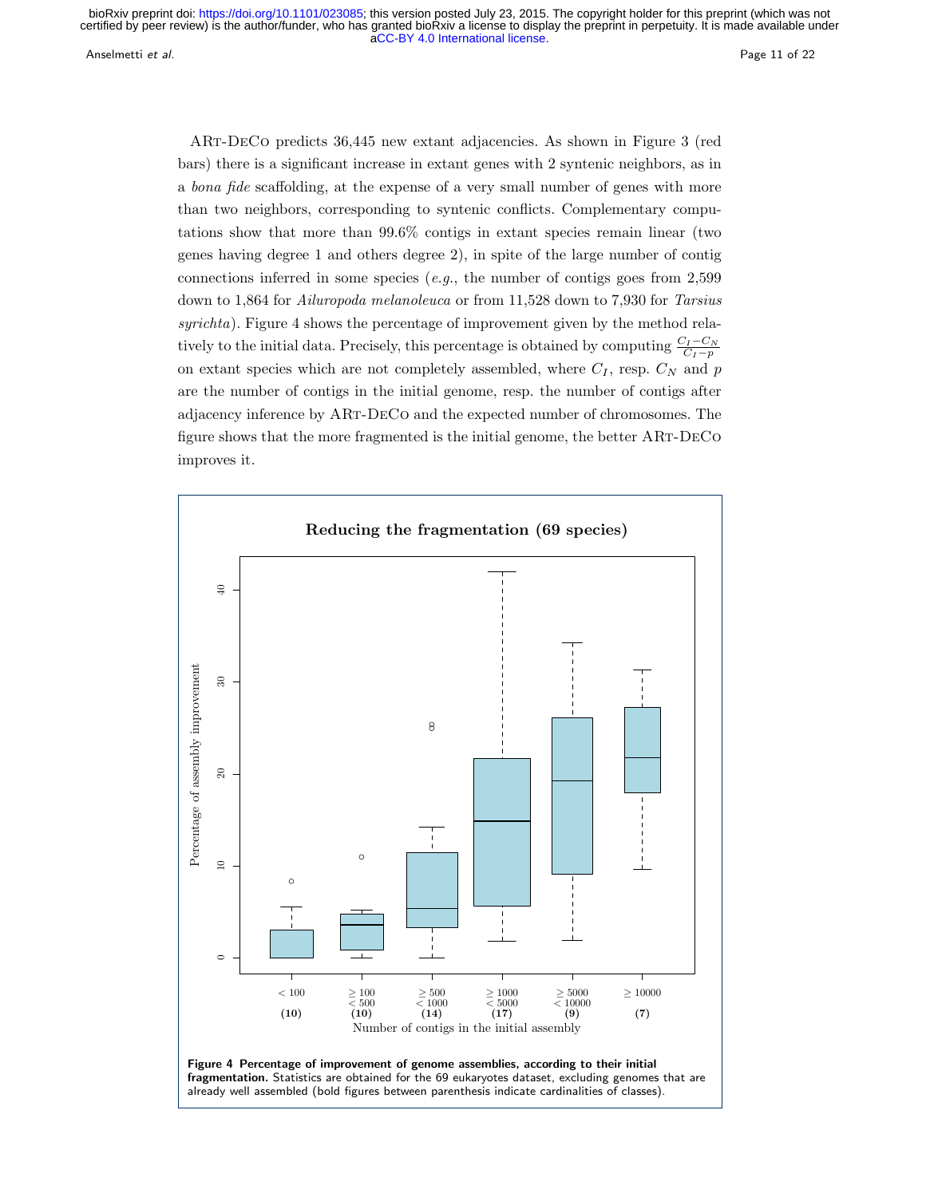ART-DECO predicts 36,445 new extant adjacencies. As shown in Figure 3 (red bars) there is a significant increase in extant genes with 2 syntenic neighbors, as in a *bona fide* scaffolding, at the expense of a very small number of genes with more than two neighbors, corresponding to syntenic conflicts. Complementary computations show that more than 99.6% contigs in extant species remain linear (two genes having degree 1 and others degree 2), in spite of the large number of contig connections inferred in some species (*e.g.*, the number of contigs goes from 2,599 down to 1,864 for *Ailuropoda melanoleuca* or from 11,528 down to 7,930 for *Tarsius syrichta*). Figure 4 shows the percentage of improvement given by the method relatively to the initial data. Precisely, this percentage is obtained by computing $\frac{C_I - C_N}{C_I - p}$ on extant species which are not completely assembled, where $C_I$, resp. $C_N$ and $p$ are the number of contigs in the initial genome, resp. the number of contigs after adjacency inference by ART-DECO and the expected number of chromosomes. The figure shows that the more fragmented is the initial genome, the better ART-DECO improves it.

**Figure 4 Percentage of improvement of genome assemblies, according to their initial fragmentation.** Statistics are obtained for the 69 eukaryotes dataset, excluding genomes that are already well assembled (bold figures between parenthesis indicate cardinalities of classes).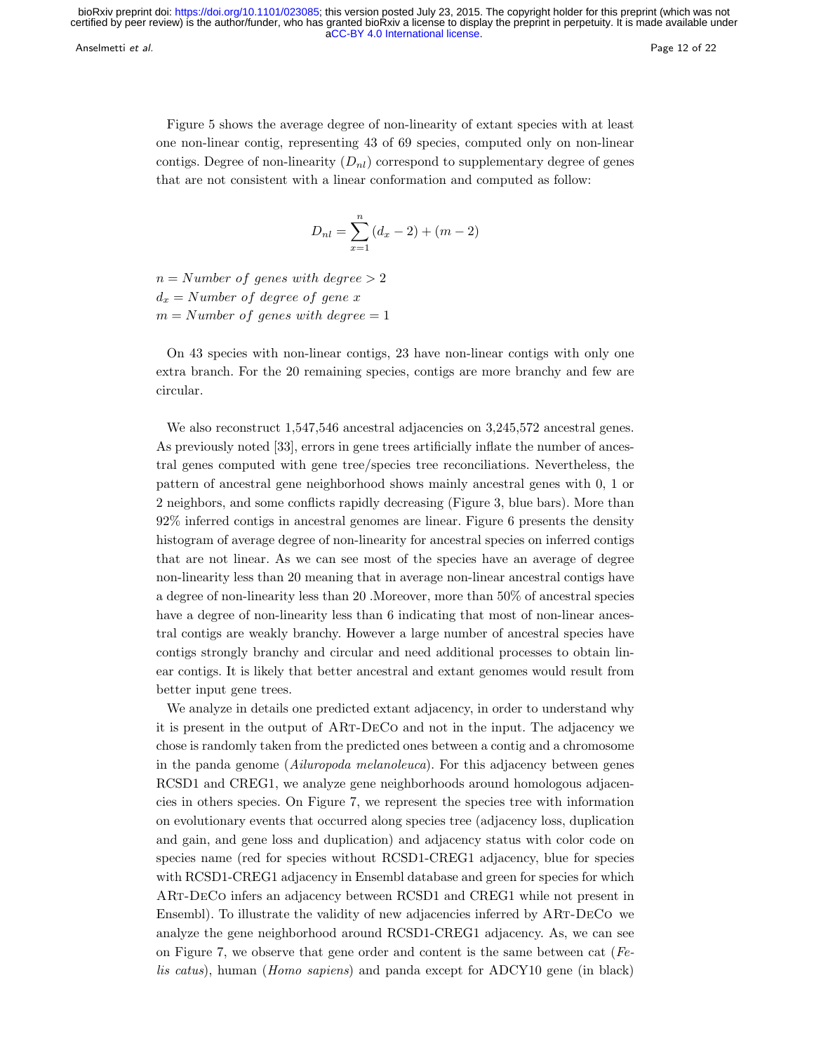Figure 5 shows the average degree of non-linearity of extant species with at least one non-linear contig, representing 43 of 69 species, computed only on non-linear contigs. Degree of non-linearity ($D_{nl}$) correspond to supplementary degree of genes that are not consistent with a linear conformation and computed as follow:

$$D_{nl} = \sum_{x=1}^{n} (d_x - 2) + (m - 2)$$

$n = Number\ of\ genes\ with\ degree > 2$
$d_x = Number\ of\ degree\ of\ gene\ x$
$m = Number\ of\ genes\ with\ degree = 1$

On 43 species with non-linear contigs, 23 have non-linear contigs with only one extra branch. For the 20 remaining species, contigs are more branchy and few are circular.

We also reconstruct 1,547,546 ancestral adjacencies on 3,245,572 ancestral genes. As previously noted [33], errors in gene trees artificially inflate the number of ancestral genes computed with gene tree/species tree reconciliations. Nevertheless, the pattern of ancestral gene neighborhood shows mainly ancestral genes with 0, 1 or 2 neighbors, and some conflicts rapidly decreasing (Figure 3, blue bars). More than 92% inferred contigs in ancestral genomes are linear. Figure 6 presents the density histogram of average degree of non-linearity for ancestral species on inferred contigs that are not linear. As we can see most of the species have an average of degree non-linearity less than 20 meaning that in average non-linear ancestral contigs have a degree of non-linearity less than 20 .Moreover, more than 50% of ancestral species have a degree of non-linearity less than 6 indicating that most of non-linear ancestral contigs are weakly branchy. However a large number of ancestral species have contigs strongly branchy and circular and need additional processes to obtain linear contigs. It is likely that better ancestral and extant genomes would result from better input gene trees.

We analyze in details one predicted extant adjacency, in order to understand why it is present in the output of ART-DECO and not in the input. The adjacency we chose is randomly taken from the predicted ones between a contig and a chromosome in the panda genome (*Ailuropoda melanoleuca*). For this adjacency between genes RCSD1 and CREG1, we analyze gene neighborhoods around homologous adjacencies in others species. On Figure 7, we represent the species tree with information on evolutionary events that occurred along species tree (adjacency loss, duplication and gain, and gene loss and duplication) and adjacency status with color code on species name (red for species without RCSD1-CREG1 adjacency, blue for species with RCSD1-CREG1 adjacency in Ensembl database and green for species for which ART-DECO infers an adjacency between RCSD1 and CREG1 while not present in Ensembl). To illustrate the validity of new adjacencies inferred by ART-DECO we analyze the gene neighborhood around RCSD1-CREG1 adjacency. As, we can see on Figure 7, we observe that gene order and content is the same between cat (*Felis catus*), human (*Homo sapiens*) and panda except for ADCY10 gene (in black)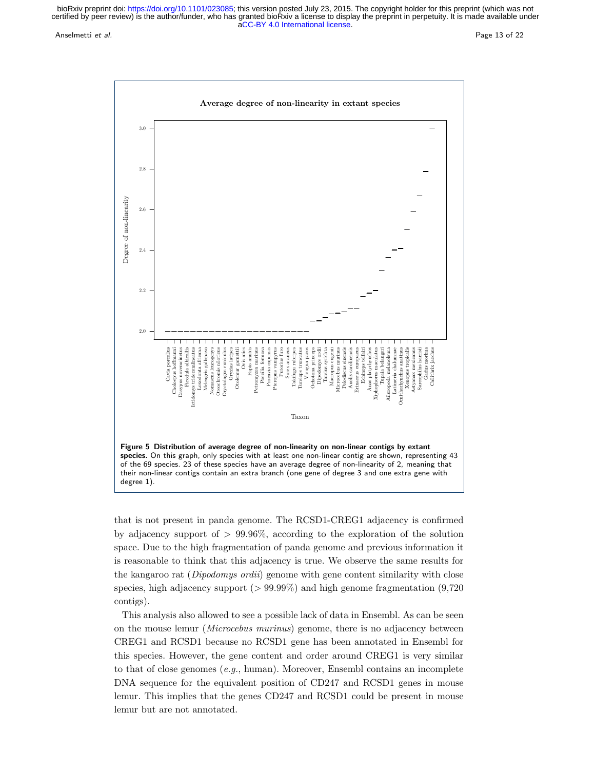**Figure 5 Distribution of average degree of non-linearity on non-linear contigs by extant species.** On this graph, only species with at least one non-linear contig are shown, representing 43 of the 69 species. 23 of these species have an average degree of non-linearity of 2, meaning that their non-linear contigs contain an extra branch (one gene of degree 3 and one extra gene with degree 1).

that is not present in panda genome. The RCSD1-CREG1 adjacency is confirmed by adjacency support of > 99.96%, according to the exploration of the solution space. Due to the high fragmentation of panda genome and previous information it is reasonable to think that this adjacency is true. We observe the same results for the kangaroo rat (*Dipodomys ordii*) genome with gene content similarity with close species, high adjacency support (> 99.99%) and high genome fragmentation (9,720 contigs).

This analysis also allowed to see a possible lack of data in Ensembl. As can be seen on the mouse lemur (*Microcebus murinus*) genome, there is no adjacency between CREG1 and RCSD1 because no RCSD1 gene has been annotated in Ensembl for this species. However, the gene content and order around CREG1 is very similar to that of close genomes (*e.g.*, human). Moreover, Ensembl contains an incomplete DNA sequence for the equivalent position of CD247 and RCSD1 genes in mouse lemur. This implies that the genes CD247 and RCSD1 could be present in mouse lemur but are not annotated.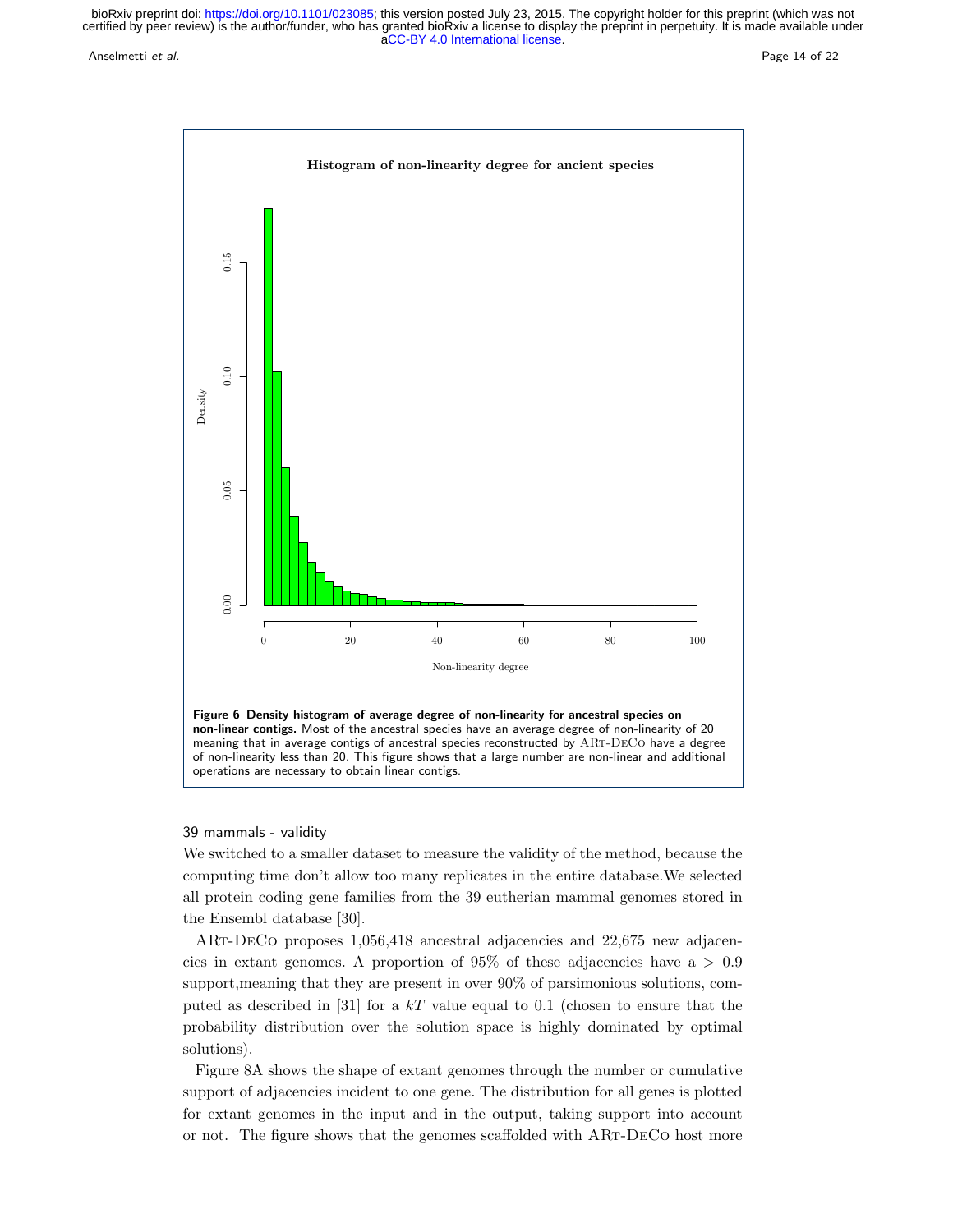**Figure 6 Density histogram of average degree of non-linearity for ancestral species on non-linear contigs.** Most of the ancestral species have an average degree of non-linearity of 20 meaning that in average contigs of ancestral species reconstructed by ARt-DeCo have a degree of non-linearity less than 20. This figure shows that a large number are non-linear and additional operations are necessary to obtain linear contigs.

### 39 mammals - validity

We switched to a smaller dataset to measure the validity of the method, because the computing time don't allow too many replicates in the entire database.We selected all protein coding gene families from the 39 eutherian mammal genomes stored in the Ensembl database [30].

ARt-DeCo proposes 1,056,418 ancestral adjacencies and 22,675 new adjacencies in extant genomes. A proportion of 95% of these adjacencies have a $> 0.9$ support,meaning that they are present in over 90% of parsimonious solutions, computed as described in [31] for a $kT$ value equal to 0.1 (chosen to ensure that the probability distribution over the solution space is highly dominated by optimal solutions).

Figure 8A shows the shape of extant genomes through the number or cumulative support of adjacencies incident to one gene. The distribution for all genes is plotted for extant genomes in the input and in the output, taking support into account or not. The figure shows that the genomes scaffolded with ARt-DeCo host more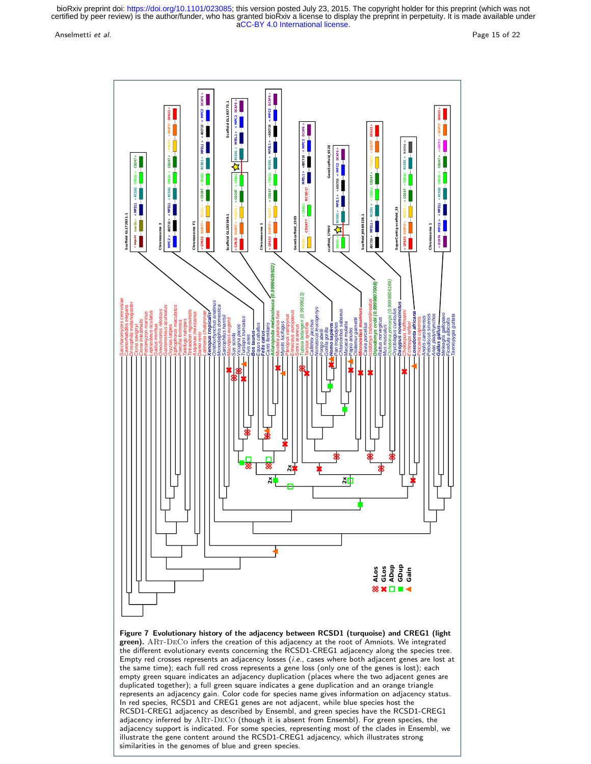**Figure 7 Evolutionary history of the adjacency between RCSD1 (turquoise) and CREG1 (light green).** ART-DECO infers the creation of this adjacency at the root of Amniots. We integrated the different evolutionary events concerning the RCSD1-CREG1 adjacency along the species tree. Empty red crosses represents an adjacency losses (*i.e.*, cases where both adjacent genes are lost at the same time); each full red cross represents a gene loss (only one of the genes is lost); each empty green square indicates an adjacency duplication (places where the two adjacent genes are duplicated together); a full green square indicates a gene duplication and an orange triangle represents an adjacency gain. Color code for species name gives information on adjacency status. In red species, RCSD1 and CREG1 genes are not adjacent, while blue species host the RCSD1-CREG1 adjacency as described by Ensembl, and green species have the RCSD1-CREG1 adjacency inferred by ART-DECO (though it is absent from Ensembl). For green species, the adjacency support is indicated. For some species, representing most of the clades in Ensembl, we illustrate the gene content around the RCSD1-CREG1 adjacency, which illustrates strong similarities in the genomes of blue and green species.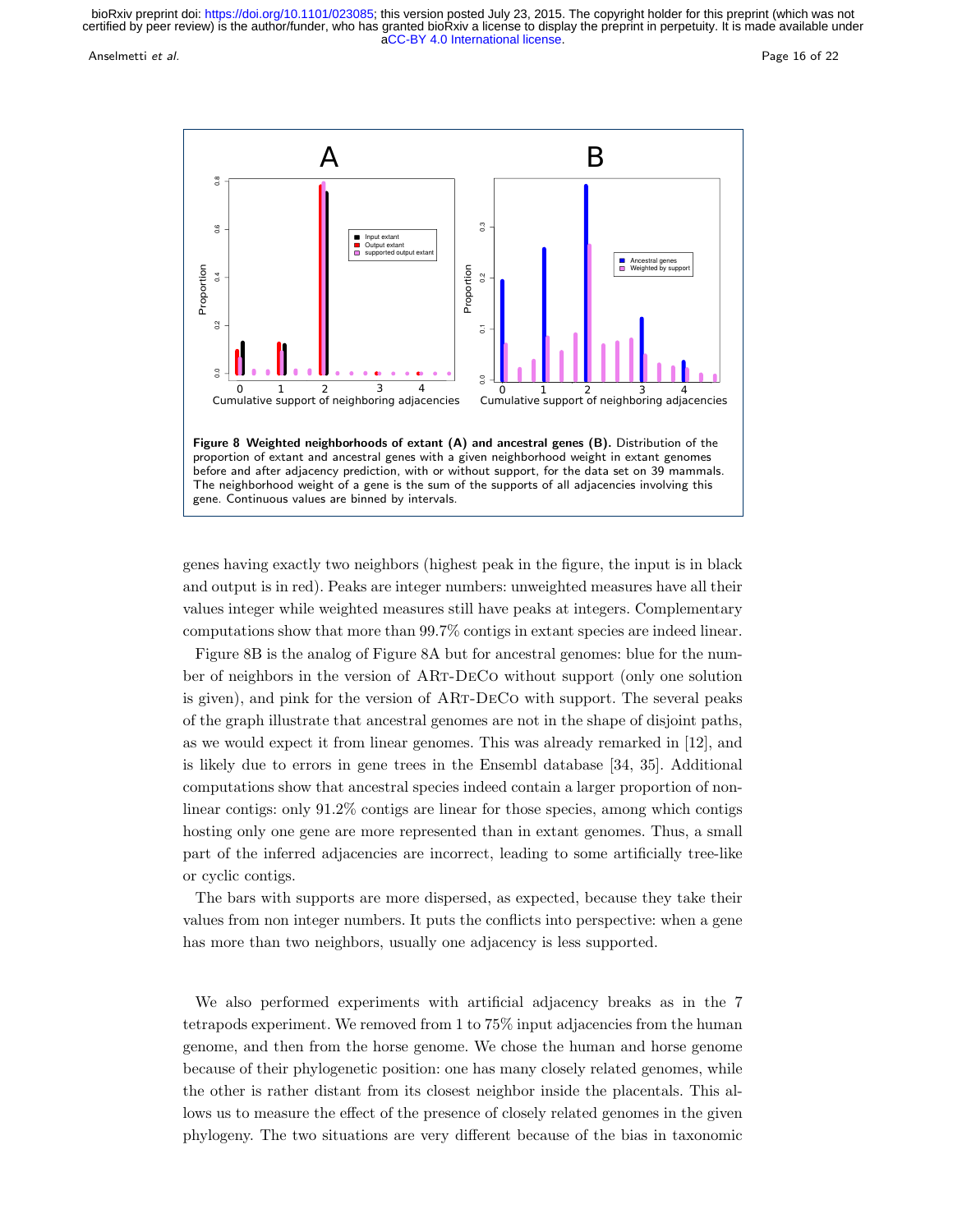**Figure 8 Weighted neighborhoods of extant (A) and ancestral genes (B).** Distribution of the proportion of extant and ancestral genes with a given neighborhood weight in extant genomes before and after adjacency prediction, with or without support, for the data set on 39 mammals. The neighborhood weight of a gene is the sum of the supports of all adjacencies involving this gene. Continuous values are binned by intervals.

genes having exactly two neighbors (highest peak in the figure, the input is in black and output is in red). Peaks are integer numbers: unweighted measures have all their values integer while weighted measures still have peaks at integers. Complementary computations show that more than 99.7% contigs in extant species are indeed linear.

Figure 8B is the analog of Figure 8A but for ancestral genomes: blue for the number of neighbors in the version of ART-DECO without support (only one solution is given), and pink for the version of ART-DECO with support. The several peaks of the graph illustrate that ancestral genomes are not in the shape of disjoint paths, as we would expect it from linear genomes. This was already remarked in [12], and is likely due to errors in gene trees in the Ensembl database [34, 35]. Additional computations show that ancestral species indeed contain a larger proportion of non-linear contigs: only 91.2% contigs are linear for those species, among which contigs hosting only one gene are more represented than in extant genomes. Thus, a small part of the inferred adjacencies are incorrect, leading to some artificially tree-like or cyclic contigs.

The bars with supports are more dispersed, as expected, because they take their values from non integer numbers. It puts the conflicts into perspective: when a gene has more than two neighbors, usually one adjacency is less supported.

We also performed experiments with artificial adjacency breaks as in the 7 tetrapods experiment. We removed from 1 to 75% input adjacencies from the human genome, and then from the horse genome. We chose the human and horse genome because of their phylogenetic position: one has many closely related genomes, while the other is rather distant from its closest neighbor inside the placentals. This allows us to measure the effect of the presence of closely related genomes in the given phylogeny. The two situations are very different because of the bias in taxonomic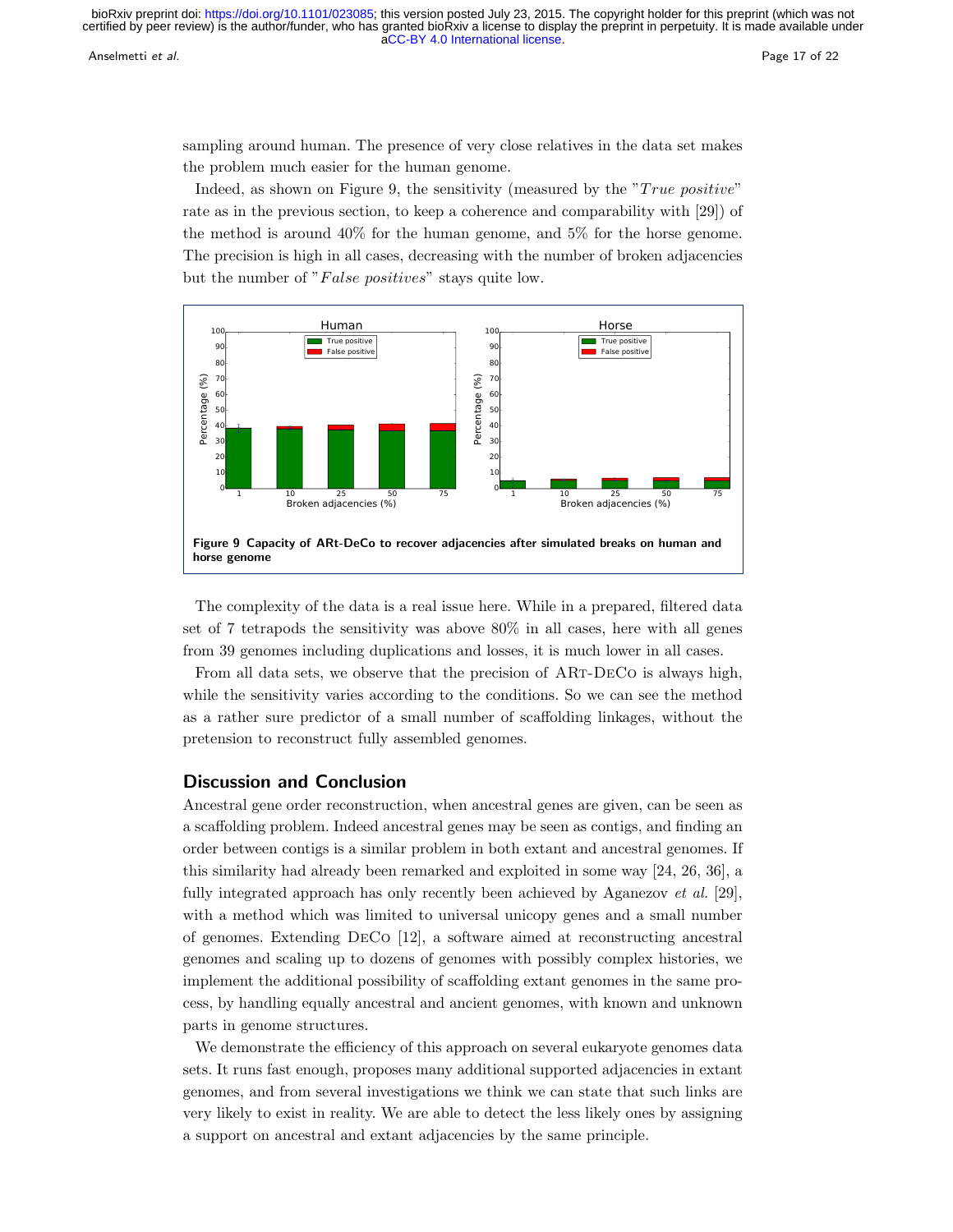sampling around human. The presence of very close relatives in the data set makes the problem much easier for the human genome.

Indeed, as shown on Figure 9, the sensitivity (measured by the "*True positive*" rate as in the previous section, to keep a coherence and comparability with [29]) of the method is around 40% for the human genome, and 5% for the horse genome. The precision is high in all cases, decreasing with the number of broken adjacencies but the number of "*False positives*" stays quite low.

**Figure 9 Capacity of ARt-DeCo to recover adjacencies after simulated breaks on human and horse genome**

The complexity of the data is a real issue here. While in a prepared, filtered data set of 7 tetrapods the sensitivity was above 80% in all cases, here with all genes from 39 genomes including duplications and losses, it is much lower in all cases.

From all data sets, we observe that the precision of ARt-DeCo is always high, while the sensitivity varies according to the conditions. So we can see the method as a rather sure predictor of a small number of scaffolding linkages, without the pretension to reconstruct fully assembled genomes.

## Discussion and Conclusion

Ancestral gene order reconstruction, when ancestral genes are given, can be seen as a scaffolding problem. Indeed ancestral genes may be seen as contigs, and finding an order between contigs is a similar problem in both extant and ancestral genomes. If this similarity had already been remarked and exploited in some way [24, 26, 36], a fully integrated approach has only recently been achieved by Aganezov *et al.* [29], with a method which was limited to universal unicopy genes and a small number of genomes. Extending DeCo [12], a software aimed at reconstructing ancestral genomes and scaling up to dozens of genomes with possibly complex histories, we implement the additional possibility of scaffolding extant genomes in the same process, by handling equally ancestral and ancient genomes, with known and unknown parts in genome structures.

We demonstrate the efficiency of this approach on several eukaryote genomes data sets. It runs fast enough, proposes many additional supported adjacencies in extant genomes, and from several investigations we think we can state that such links are very likely to exist in reality. We are able to detect the less likely ones by assigning a support on ancestral and extant adjacencies by the same principle.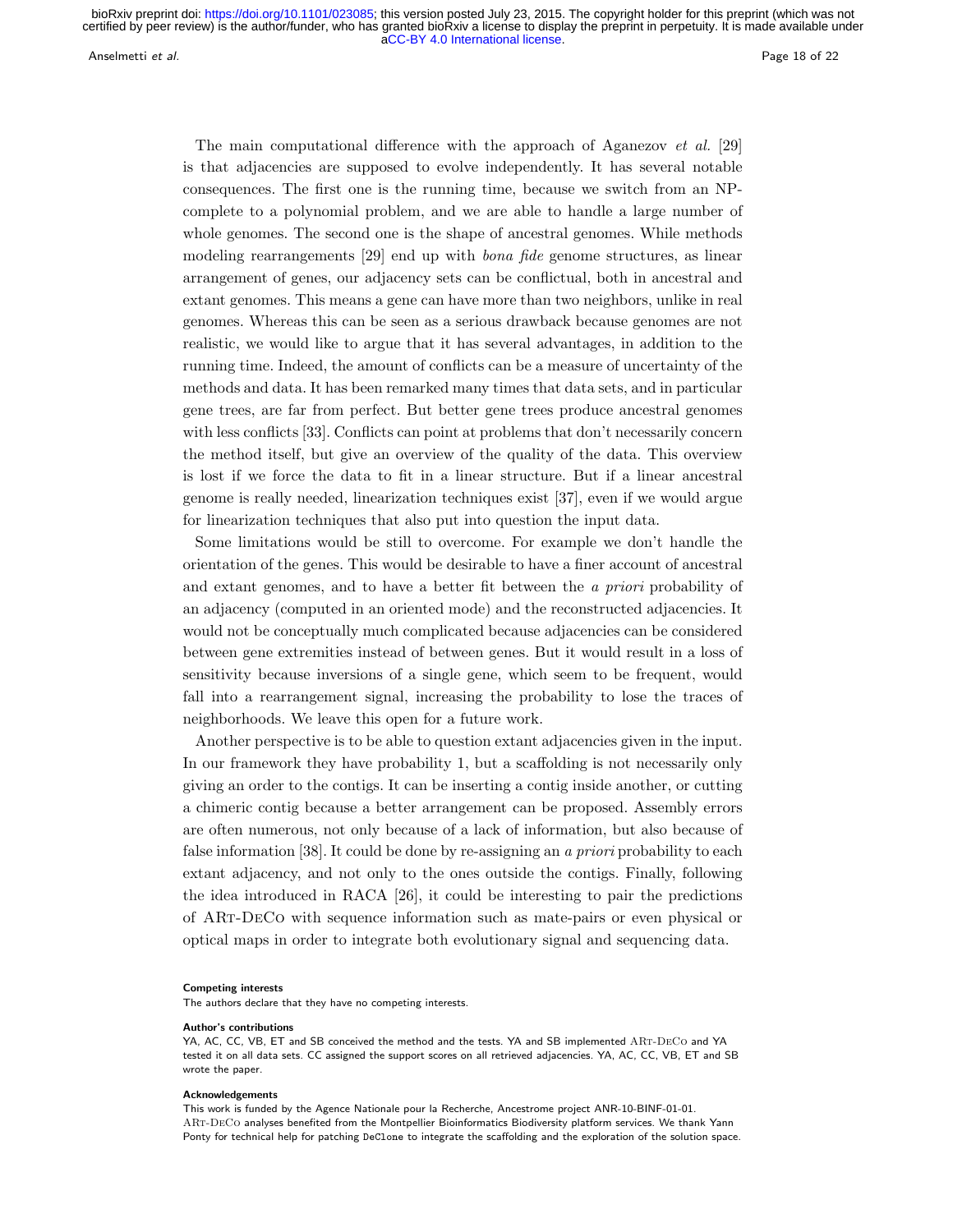The main computational difference with the approach of Aganezov *et al.* [29] is that adjacencies are supposed to evolve independently. It has several notable consequences. The first one is the running time, because we switch from an NP-complete to a polynomial problem, and we are able to handle a large number of whole genomes. The second one is the shape of ancestral genomes. While methods modeling rearrangements [29] end up with *bona fide* genome structures, as linear arrangement of genes, our adjacency sets can be conflictual, both in ancestral and extant genomes. This means a gene can have more than two neighbors, unlike in real genomes. Whereas this can be seen as a serious drawback because genomes are not realistic, we would like to argue that it has several advantages, in addition to the running time. Indeed, the amount of conflicts can be a measure of uncertainty of the methods and data. It has been remarked many times that data sets, and in particular gene trees, are far from perfect. But better gene trees produce ancestral genomes with less conflicts [33]. Conflicts can point at problems that don't necessarily concern the method itself, but give an overview of the quality of the data. This overview is lost if we force the data to fit in a linear structure. But if a linear ancestral genome is really needed, linearization techniques exist [37], even if we would argue for linearization techniques that also put into question the input data.

Some limitations would be still to overcome. For example we don't handle the orientation of the genes. This would be desirable to have a finer account of ancestral and extant genomes, and to have a better fit between the *a priori* probability of an adjacency (computed in an oriented mode) and the reconstructed adjacencies. It would not be conceptually much complicated because adjacencies can be considered between gene extremities instead of between genes. But it would result in a loss of sensitivity because inversions of a single gene, which seem to be frequent, would fall into a rearrangement signal, increasing the probability to lose the traces of neighborhoods. We leave this open for a future work.

Another perspective is to be able to question extant adjacencies given in the input. In our framework they have probability 1, but a scaffolding is not necessarily only giving an order to the contigs. It can be inserting a contig inside another, or cutting a chimeric contig because a better arrangement can be proposed. Assembly errors are often numerous, not only because of a lack of information, but also because of false information [38]. It could be done by re-assigning an *a priori* probability to each extant adjacency, and not only to the ones outside the contigs. Finally, following the idea introduced in RACA [26], it could be interesting to pair the predictions of ARt-DeCo with sequence information such as mate-pairs or even physical or optical maps in order to integrate both evolutionary signal and sequencing data.

#### Competing interests

The authors declare that they have no competing interests.

#### Author's contributions

YA, AC, CC, VB, ET and SB conceived the method and the tests. YA and SB implemented ARt-DeCo and YA tested it on all data sets. CC assigned the support scores on all retrieved adjacencies. YA, AC, CC, VB, ET and SB wrote the paper.

#### Acknowledgements

This work is funded by the Agence Nationale pour la Recherche, Ancestrome project ANR-10-BINF-01-01. ARt-DeCo analyses benefited from the Montpellier Bioinformatics Biodiversity platform services. We thank Yann Ponty for technical help for patching `DeClone` to integrate the scaffolding and the exploration of the solution space.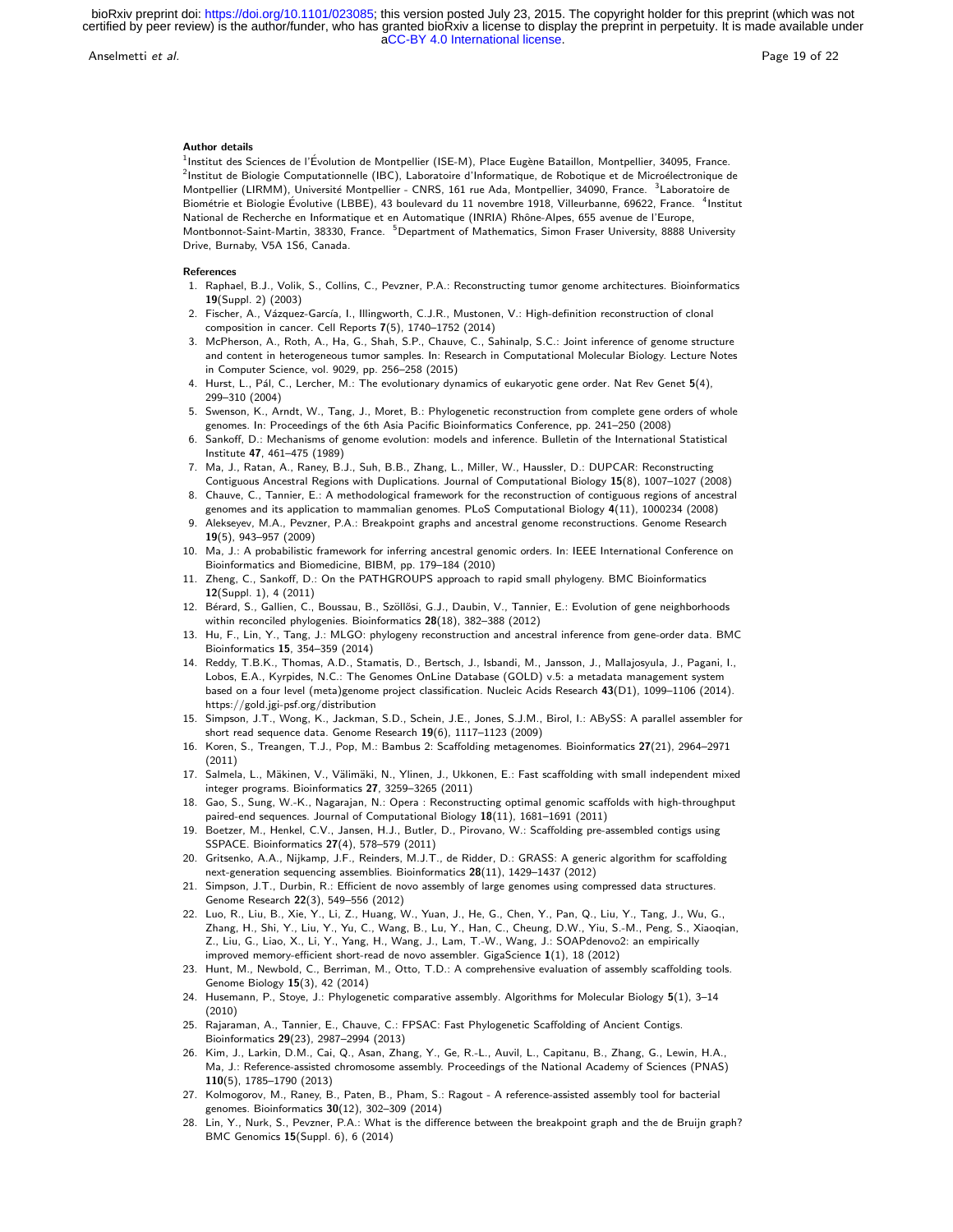**Author details**

[1]Institut des Sciences de l'Évolution de Montpellier (ISE-M), Place Eugène Bataillon, Montpellier, 34095, France. [2]Institut de Biologie Computationnelle (IBC), Laboratoire d'Informatique, de Robotique et de Microélectronique de Montpellier (LIRMM), Université Montpellier - CNRS, 161 rue Ada, Montpellier, 34090, France. [3]Laboratoire de Biométrie et Biologie Évolutive (LBBE), 43 boulevard du 11 novembre 1918, Villeurbanne, 69622, France. [4]Institut National de Recherche en Informatique et en Automatique (INRIA) Rhône-Alpes, 655 avenue de l'Europe, Montbonnot-Saint-Martin, 38330, France. [5]Department of Mathematics, Simon Fraser University, 8888 University Drive, Burnaby, V5A 1S6, Canada.

**References**

1. Raphael, B.J., Volik, S., Collins, C., Pevzner, P.A.: Reconstructing tumor genome architectures. Bioinformatics **19**(Suppl. 2) (2003)
2. Fischer, A., Vázquez-García, I., Illingworth, C.J.R., Mustonen, V.: High-definition reconstruction of clonal composition in cancer. Cell Reports **7**(5), 1740–1752 (2014)
3. McPherson, A., Roth, A., Ha, G., Shah, S.P., Chauve, C., Sahinalp, S.C.: Joint inference of genome structure and content in heterogeneous tumor samples. In: Research in Computational Molecular Biology. Lecture Notes in Computer Science, vol. 9029, pp. 256–258 (2015)
4. Hurst, L., Pál, C., Lercher, M.: The evolutionary dynamics of eukaryotic gene order. Nat Rev Genet **5**(4), 299–310 (2004)
5. Swenson, K., Arndt, W., Tang, J., Moret, B.: Phylogenetic reconstruction from complete gene orders of whole genomes. In: Proceedings of the 6th Asia Pacific Bioinformatics Conference, pp. 241–250 (2008)
6. Sankoff, D.: Mechanisms of genome evolution: models and inference. Bulletin of the International Statistical Institute **47**, 461–475 (1989)
7. Ma, J., Ratan, A., Raney, B.J., Suh, B.B., Zhang, L., Miller, W., Haussler, D.: DUPCAR: Reconstructing Contiguous Ancestral Regions with Duplications. Journal of Computational Biology **15**(8), 1007–1027 (2008)
8. Chauve, C., Tannier, E.: A methodological framework for the reconstruction of contiguous regions of ancestral genomes and its application to mammalian genomes. PLoS Computational Biology **4**(11), 1000234 (2008)
9. Alekseyev, M.A., Pevzner, P.A.: Breakpoint graphs and ancestral genome reconstructions. Genome Research **19**(5), 943–957 (2009)
10. Ma, J.: A probabilistic framework for inferring ancestral genomic orders. In: IEEE International Conference on Bioinformatics and Biomedicine, BIBM, pp. 179–184 (2010)
11. Zheng, C., Sankoff, D.: On the PATHGROUPS approach to rapid small phylogeny. BMC Bioinformatics **12**(Suppl. 1), 4 (2011)
12. Bérard, S., Gallien, C., Boussau, B., Szöllősi, G.J., Daubin, V., Tannier, E.: Evolution of gene neighborhoods within reconciled phylogenies. Bioinformatics **28**(18), 382–388 (2012)
13. Hu, F., Lin, Y., Tang, J.: MLGO: phylogeny reconstruction and ancestral inference from gene-order data. BMC Bioinformatics **15**, 354–359 (2014)
14. Reddy, T.B.K., Thomas, A.D., Stamatis, D., Bertsch, J., Isbandi, M., Jansson, J., Mallajosyula, J., Pagani, I., Lobos, E.A., Kyrpides, N.C.: The Genomes OnLine Database (GOLD) v.5: a metadata management system based on a four level (meta)genome project classification. Nucleic Acids Research **43**(D1), 1099–1106 (2014). https://gold.jgi-psf.org/distribution
15. Simpson, J.T., Wong, K., Jackman, S.D., Schein, J.E., Jones, S.J.M., Birol, I.: ABySS: A parallel assembler for short read sequence data. Genome Research **19**(6), 1117–1123 (2009)
16. Koren, S., Treangen, T.J., Pop, M.: Bambus 2: Scaffolding metagenomes. Bioinformatics **27**(21), 2964–2971 (2011)
17. Salmela, L., Mäkinen, V., Välimäki, N., Ylinen, J., Ukkonen, E.: Fast scaffolding with small independent mixed integer programs. Bioinformatics **27**, 3259–3265 (2011)
18. Gao, S., Sung, W.-K., Nagarajan, N.: Opera : Reconstructing optimal genomic scaffolds with high-throughput paired-end sequences. Journal of Computational Biology **18**(11), 1681–1691 (2011)
19. Boetzer, M., Henkel, C.V., Jansen, H.J., Butler, D., Pirovano, W.: Scaffolding pre-assembled contigs using SSPACE. Bioinformatics **27**(4), 578–579 (2011)
20. Gritsenko, A.A., Nijkamp, J.F., Reinders, M.J.T., de Ridder, D.: GRASS: A generic algorithm for scaffolding next-generation sequencing assemblies. Bioinformatics **28**(11), 1429–1437 (2012)
21. Simpson, J.T., Durbin, R.: Efficient de novo assembly of large genomes using compressed data structures. Genome Research **22**(3), 549–556 (2012)
22. Luo, R., Liu, B., Xie, Y., Li, Z., Huang, W., Yuan, J., He, G., Chen, Y., Pan, Q., Liu, Y., Tang, J., Wu, G., Zhang, H., Shi, Y., Liu, Y., Yu, C., Wang, B., Lu, Y., Han, C., Cheung, D.W., Yiu, S.-M., Peng, S., Xiaoqian, Z., Liu, G., Liao, X., Li, Y., Yang, H., Wang, J., Lam, T.-W., Wang, J.: SOAPdenovo2: an empirically improved memory-efficient short-read de novo assembler. GigaScience **1**(1), 18 (2012)
23. Hunt, M., Newbold, C., Berriman, M., Otto, T.D.: A comprehensive evaluation of assembly scaffolding tools. Genome Biology **15**(3), 42 (2014)
24. Husemann, P., Stoye, J.: Phylogenetic comparative assembly. Algorithms for Molecular Biology **5**(1), 3–14 (2010)
25. Rajaraman, A., Tannier, E., Chauve, C.: FPSAC: Fast Phylogenetic Scaffolding of Ancient Contigs. Bioinformatics **29**(23), 2987–2994 (2013)
26. Kim, J., Larkin, D.M., Cai, Q., Asan, Zhang, Y., Ge, R.-L., Auvil, L., Capitanu, B., Zhang, G., Lewin, H.A., Ma, J.: Reference-assisted chromosome assembly. Proceedings of the National Academy of Sciences (PNAS) **110**(5), 1785–1790 (2013)
27. Kolmogorov, M., Raney, B., Paten, B., Pham, S.: Ragout - A reference-assisted assembly tool for bacterial genomes. Bioinformatics **30**(12), 302–309 (2014)
28. Lin, Y., Nurk, S., Pevzner, P.A.: What is the difference between the breakpoint graph and the de Bruijn graph? BMC Genomics **15**(Suppl. 6), 6 (2014)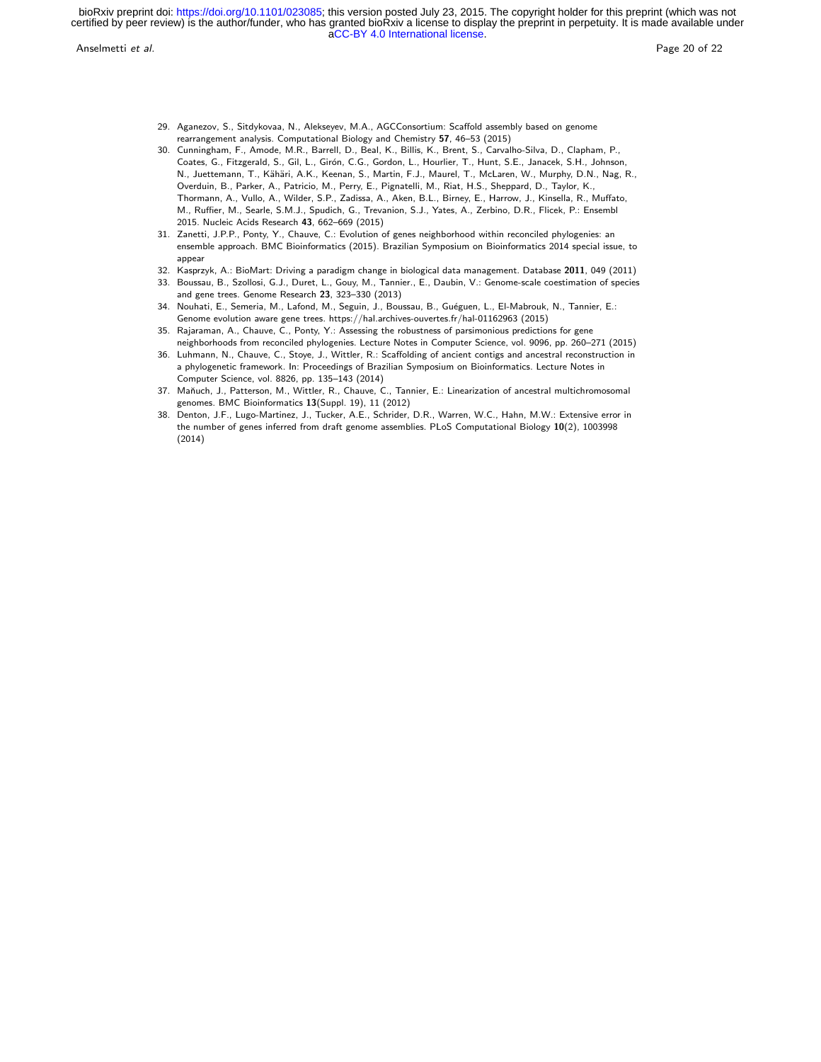29. Aganezov, S., Sitdykovaa, N., Alekseyev, M.A., AGCConsortium: Scaffold assembly based on genome rearrangement analysis. Computational Biology and Chemistry **57**, 46–53 (2015)
30. Cunningham, F., Amode, M.R., Barrell, D., Beal, K., Billis, K., Brent, S., Carvalho-Silva, D., Clapham, P., Coates, G., Fitzgerald, S., Gil, L., Girón, C.G., Gordon, L., Hourlier, T., Hunt, S.E., Janacek, S.H., Johnson, N., Juettemann, T., Kähäri, A.K., Keenan, S., Martin, F.J., Maurel, T., McLaren, W., Murphy, D.N., Nag, R., Overduin, B., Parker, A., Patricio, M., Perry, E., Pignatelli, M., Riat, H.S., Sheppard, D., Taylor, K., Thormann, A., Vullo, A., Wilder, S.P., Zadissa, A., Aken, B.L., Birney, E., Harrow, J., Kinsella, R., Muffato, M., Ruffier, M., Searle, S.M.J., Spudich, G., Trevanion, S.J., Yates, A., Zerbino, D.R., Flicek, P.: Ensembl 2015. Nucleic Acids Research **43**, 662–669 (2015)
31. Zanetti, J.P.P., Ponty, Y., Chauve, C.: Evolution of genes neighborhood within reconciled phylogenies: an ensemble approach. BMC Bioinformatics (2015). Brazilian Symposium on Bioinformatics 2014 special issue, to appear
32. Kasprzyk, A.: BioMart: Driving a paradigm change in biological data management. Database **2011**, 049 (2011)
33. Boussau, B., Szollosi, G.J., Duret, L., Gouy, M., Tannier., E., Daubin, V.: Genome-scale coestimation of species and gene trees. Genome Research **23**, 323–330 (2013)
34. Nouhati, E., Semeria, M., Lafond, M., Seguin, J., Boussau, B., Guéguen, L., El-Mabrouk, N., Tannier, E.: Genome evolution aware gene trees. https://hal.archives-ouvertes.fr/hal-01162963 (2015)
35. Rajaraman, A., Chauve, C., Ponty, Y.: Assessing the robustness of parsimonious predictions for gene neighborhoods from reconciled phylogenies. Lecture Notes in Computer Science, vol. 9096, pp. 260–271 (2015)
36. Luhmann, N., Chauve, C., Stoye, J., Wittler, R.: Scaffolding of ancient contigs and ancestral reconstruction in a phylogenetic framework. In: Proceedings of Brazilian Symposium on Bioinformatics. Lecture Notes in Computer Science, vol. 8826, pp. 135–143 (2014)
37. Maňuch, J., Patterson, M., Wittler, R., Chauve, C., Tannier, E.: Linearization of ancestral multichromosomal genomes. BMC Bioinformatics **13**(Suppl. 19), 11 (2012)
38. Denton, J.F., Lugo-Martinez, J., Tucker, A.E., Schrider, D.R., Warren, W.C., Hahn, M.W.: Extensive error in the number of genes inferred from draft genome assemblies. PLoS Computational Biology **10**(2), 1003998 (2014)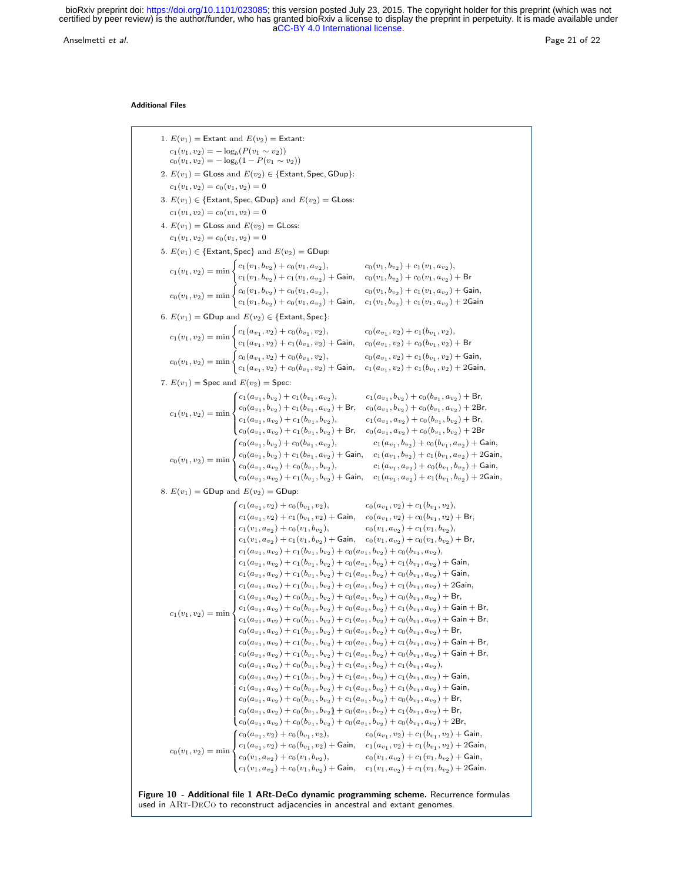**Additional Files**

1. $E(v_1) = \text{Extant}$ and $E(v_2) = \text{Extant}$:

$$c_1(v_1, v_2) = -\log_b(P(v_1 \sim v_2))$$
$$c_0(v_1, v_2) = -\log_b(1 - P(v_1 \sim v_2))$$

2. $E(v_1) = \text{GLoss}$ and $E(v_2) \in \{\text{Extant}, \text{Spec}, \text{GDup}\}$:

$$c_1(v_1, v_2) = c_0(v_1, v_2) = 0$$

3. $E(v_1) \in \{\text{Extant}, \text{Spec}, \text{GDup}\}$ and $E(v_2) = \text{GLoss}$:

$$c_1(v_1, v_2) = c_0(v_1, v_2) = 0$$

4. $E(v_1) = \text{GLoss}$ and $E(v_2) = \text{GLoss}$:

$$c_1(v_1, v_2) = c_0(v_1, v_2) = 0$$

5. $E(v_1) \in \{\text{Extant}, \text{Spec}\}$ and $E(v_2) = \text{GDup}$:

$$c_1(v_1, v_2) = \min \begin{cases} c_1(v_1, b_{v_2}) + c_0(v_1, a_{v_2}), & c_0(v_1, b_{v_2}) + c_1(v_1, a_{v_2}), \\ c_1(v_1, b_{v_2}) + c_1(v_1, a_{v_2}) + \text{Gain}, & c_0(v_1, b_{v_2}) + c_0(v_1, a_{v_2}) + \text{Br} \end{cases}$$

$$c_0(v_1, v_2) = \min \begin{cases} c_0(v_1, b_{v_2}) + c_0(v_1, a_{v_2}), & c_0(v_1, b_{v_2}) + c_1(v_1, a_{v_2}) + \text{Gain}, \\ c_1(v_1, b_{v_2}) + c_0(v_1, a_{v_2}) + \text{Gain}, & c_1(v_1, b_{v_2}) + c_1(v_1, a_{v_2}) + 2\text{Gain} \end{cases}$$

6. $E(v_1) = \text{GDup}$ and $E(v_2) \in \{\text{Extant}, \text{Spec}\}$:

$$c_1(v_1, v_2) = \min \begin{cases} c_1(a_{v_1}, v_2) + c_0(b_{v_1}, v_2), & c_0(a_{v_1}, v_2) + c_1(b_{v_1}, v_2), \\ c_1(a_{v_1}, v_2) + c_1(b_{v_1}, v_2) + \text{Gain}, & c_0(a_{v_1}, v_2) + c_0(b_{v_1}, v_2) + \text{Br} \end{cases}$$

$$c_0(v_1, v_2) = \min \begin{cases} c_0(a_{v_1}, v_2) + c_0(b_{v_1}, v_2), & c_0(a_{v_1}, v_2) + c_1(b_{v_1}, v_2) + \text{Gain}, \\ c_1(a_{v_1}, v_2) + c_0(b_{v_1}, v_2) + \text{Gain}, & c_1(a_{v_1}, v_2) + c_1(b_{v_1}, v_2) + 2\text{Gain}, \end{cases}$$

7. $E(v_1) = \text{Spec}$ and $E(v_2) = \text{Spec}$:

$$c_1(v_1, v_2) = \min \begin{cases} c_1(a_{v_1}, b_{v_2}) + c_1(b_{v_1}, a_{v_2}), & c_1(a_{v_1}, b_{v_2}) + c_0(b_{v_1}, a_{v_2}) + \text{Br}, \\ c_0(a_{v_1}, b_{v_2}) + c_1(b_{v_1}, a_{v_2}) + \text{Br}, & c_0(a_{v_1}, b_{v_2}) + c_0(b_{v_1}, a_{v_2}) + 2\text{Br}, \\ c_1(a_{v_1}, a_{v_2}) + c_1(b_{v_1}, b_{v_2}), & c_1(a_{v_1}, a_{v_2}) + c_0(b_{v_1}, b_{v_2}) + \text{Br}, \\ c_0(a_{v_1}, a_{v_2}) + c_1(b_{v_1}, b_{v_2}) + \text{Br}, & c_0(a_{v_1}, a_{v_2}) + c_0(b_{v_1}, b_{v_2}) + 2\text{Br} \end{cases}$$

$$c_0(v_1, v_2) = \min \begin{cases} c_0(a_{v_1}, b_{v_2}) + c_0(b_{v_1}, a_{v_2}), & c_1(a_{v_1}, b_{v_2}) + c_0(b_{v_1}, a_{v_2}) + \text{Gain}, \\ c_0(a_{v_1}, b_{v_2}) + c_1(b_{v_1}, a_{v_2}) + \text{Gain}, & c_1(a_{v_1}, b_{v_2}) + c_1(b_{v_1}, a_{v_2}) + 2\text{Gain}, \\ c_0(a_{v_1}, a_{v_2}) + c_0(b_{v_1}, b_{v_2}), & c_1(a_{v_1}, a_{v_2}) + c_0(b_{v_1}, b_{v_2}) + \text{Gain}, \\ c_0(a_{v_1}, a_{v_2}) + c_1(b_{v_1}, b_{v_2}) + \text{Gain}, & c_1(a_{v_1}, a_{v_2}) + c_1(b_{v_1}, b_{v_2}) + 2\text{Gain}, \end{cases}$$

8. $E(v_1) = \text{GDup}$ and $E(v_2) = \text{GDup}$:

$$c_1(v_1, v_2) = \min \begin{cases} c_1(a_{v_1}, v_2) + c_0(b_{v_1}, v_2), \quad c_0(a_{v_1}, v_2) + c_1(b_{v_1}, v_2), \\ c_1(a_{v_1}, v_2) + c_1(b_{v_1}, v_2) + \text{Gain}, \quad c_0(a_{v_1}, v_2) + c_0(b_{v_1}, v_2) + \text{Br}, \\ c_1(v_1, a_{v_2}) + c_0(v_1, b_{v_2}), \quad c_0(v_1, a_{v_2}) + c_1(v_1, b_{v_2}), \\ c_1(v_1, a_{v_2}) + c_1(v_1, b_{v_2}) + \text{Gain}, \quad c_0(v_1, a_{v_2}) + c_0(v_1, b_{v_2}) + \text{Br}, \\ c_1(a_{v_1}, a_{v_2}) + c_1(b_{v_1}, b_{v_2}) + c_0(a_{v_1}, b_{v_2}) + c_0(b_{v_1}, a_{v_2}), \\ c_1(a_{v_1}, a_{v_2}) + c_1(b_{v_1}, b_{v_2}) + c_0(a_{v_1}, b_{v_2}) + c_1(b_{v_1}, a_{v_2}) + \text{Gain}, \\ c_1(a_{v_1}, a_{v_2}) + c_1(b_{v_1}, b_{v_2}) + c_1(a_{v_1}, b_{v_2}) + c_0(b_{v_1}, a_{v_2}) + \text{Gain}, \\ c_1(a_{v_1}, a_{v_2}) + c_1(b_{v_1}, b_{v_2}) + c_1(a_{v_1}, b_{v_2}) + c_1(b_{v_1}, a_{v_2}) + 2\text{Gain}, \\ c_1(a_{v_1}, a_{v_2}) + c_0(b_{v_1}, b_{v_2}) + c_0(a_{v_1}, b_{v_2}) + c_0(b_{v_1}, a_{v_2}) + \text{Br}, \\ c_1(a_{v_1}, a_{v_2}) + c_0(b_{v_1}, b_{v_2}) + c_0(a_{v_1}, b_{v_2}) + c_1(b_{v_1}, a_{v_2}) + \text{Gain} + \text{Br}, \\ c_1(a_{v_1}, a_{v_2}) + c_0(b_{v_1}, b_{v_2}) + c_1(a_{v_1}, b_{v_2}) + c_0(b_{v_1}, a_{v_2}) + \text{Gain} + \text{Br}, \\ c_0(a_{v_1}, a_{v_2}) + c_1(b_{v_1}, b_{v_2}) + c_0(a_{v_1}, b_{v_2}) + c_0(b_{v_1}, a_{v_2}) + \text{Br}, \\ c_0(a_{v_1}, a_{v_2}) + c_1(b_{v_1}, b_{v_2}) + c_0(a_{v_1}, b_{v_2}) + c_1(b_{v_1}, a_{v_2}) + \text{Gain} + \text{Br}, \\ c_0(a_{v_1}, a_{v_2}) + c_1(b_{v_1}, b_{v_2}) + c_1(a_{v_1}, b_{v_2}) + c_0(b_{v_1}, a_{v_2}) + \text{Gain} + \text{Br}, \\ c_0(a_{v_1}, a_{v_2}) + c_0(b_{v_1}, b_{v_2}) + c_1(a_{v_1}, b_{v_2}) + c_1(b_{v_1}, a_{v_2}), \\ c_0(a_{v_1}, a_{v_2}) + c_1(b_{v_1}, b_{v_2}) + c_1(a_{v_1}, b_{v_2}) + c_1(b_{v_1}, a_{v_2}) + \text{Gain}, \\ c_1(a_{v_1}, a_{v_2}) + c_0(b_{v_1}, b_{v_2}) + c_1(a_{v_1}, b_{v_2}) + c_1(b_{v_1}, a_{v_2}) + \text{Gain}, \\ c_0(a_{v_1}, a_{v_2}) + c_0(b_{v_1}, b_{v_2}) + c_1(a_{v_1}, b_{v_2}) + c_0(b_{v_1}, a_{v_2}) + \text{Br}, \\ c_0(a_{v_1}, a_{v_2}) + c_0(b_{v_1}, b_{v_2}) + c_0(a_{v_1}, b_{v_2}) + c_1(b_{v_1}, a_{v_2}) + \text{Br}, \\ c_0(a_{v_1}, a_{v_2}) + c_0(b_{v_1}, b_{v_2}) + c_0(a_{v_1}, b_{v_2}) + c_0(b_{v_1}, a_{v_2}) + 2\text{Br}, \end{cases}$$

$$c_0(v_1, v_2) = \min \begin{cases} c_0(a_{v_1}, v_2) + c_0(b_{v_1}, v_2), & c_0(a_{v_1}, v_2) + c_1(b_{v_1}, v_2) + \text{Gain}, \\ c_1(a_{v_1}, v_2) + c_0(b_{v_1}, v_2) + \text{Gain}, & c_1(a_{v_1}, v_2) + c_1(b_{v_1}, v_2) + 2\text{Gain}, \\ c_0(v_1, a_{v_2}) + c_0(v_1, b_{v_2}), & c_0(v_1, a_{v_2}) + c_1(v_1, b_{v_2}) + \text{Gain}, \\ c_1(v_1, a_{v_2}) + c_0(v_1, b_{v_2}) + \text{Gain}, & c_1(v_1, a_{v_2}) + c_1(v_1, b_{v_2}) + 2\text{Gain}. \end{cases}$$

**Figure 10 - Additional file 1 ARt-DeCo dynamic programming scheme.** Recurrence formulas used in ART-DECO to reconstruct adjacencies in ancestral and extant genomes.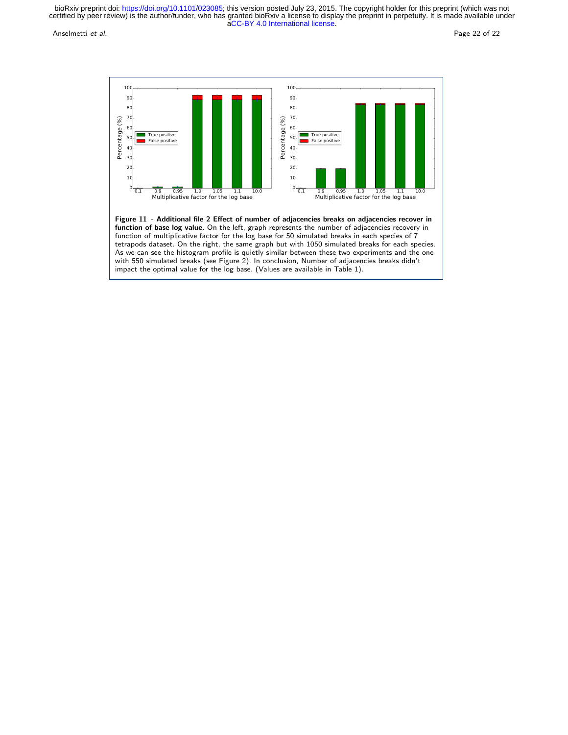100
90
80
70
60
50
40
30
20
10
0
Percentage (%)
True positive
False positive
0.1
0.9
0.95
1.0
1.05
1.1
10.0
Multiplicative factor for the log base

100
90
80
70
60
50
40
30
20
10
0
Percentage (%)
True positive
False positive
0.1
0.9
0.95
1.0
1.05
1.1
10.0
Multiplicative factor for the log base

**Figure 11 - Additional file 2 Effect of number of adjacencies breaks on adjacencies recover in function of base log value.** On the left, graph represents the number of adjacencies recovery in function of multiplicative factor for the log base for 50 simulated breaks in each species of 7 tetrapods dataset. On the right, the same graph but with 1050 simulated breaks for each species. As we can see the histogram profile is quietly similar between these two experiments and the one with 550 simulated breaks (see Figure 2). In conclusion, Number of adjacencies breaks didn't impact the optimal value for the log base. (Values are available in Table 1).